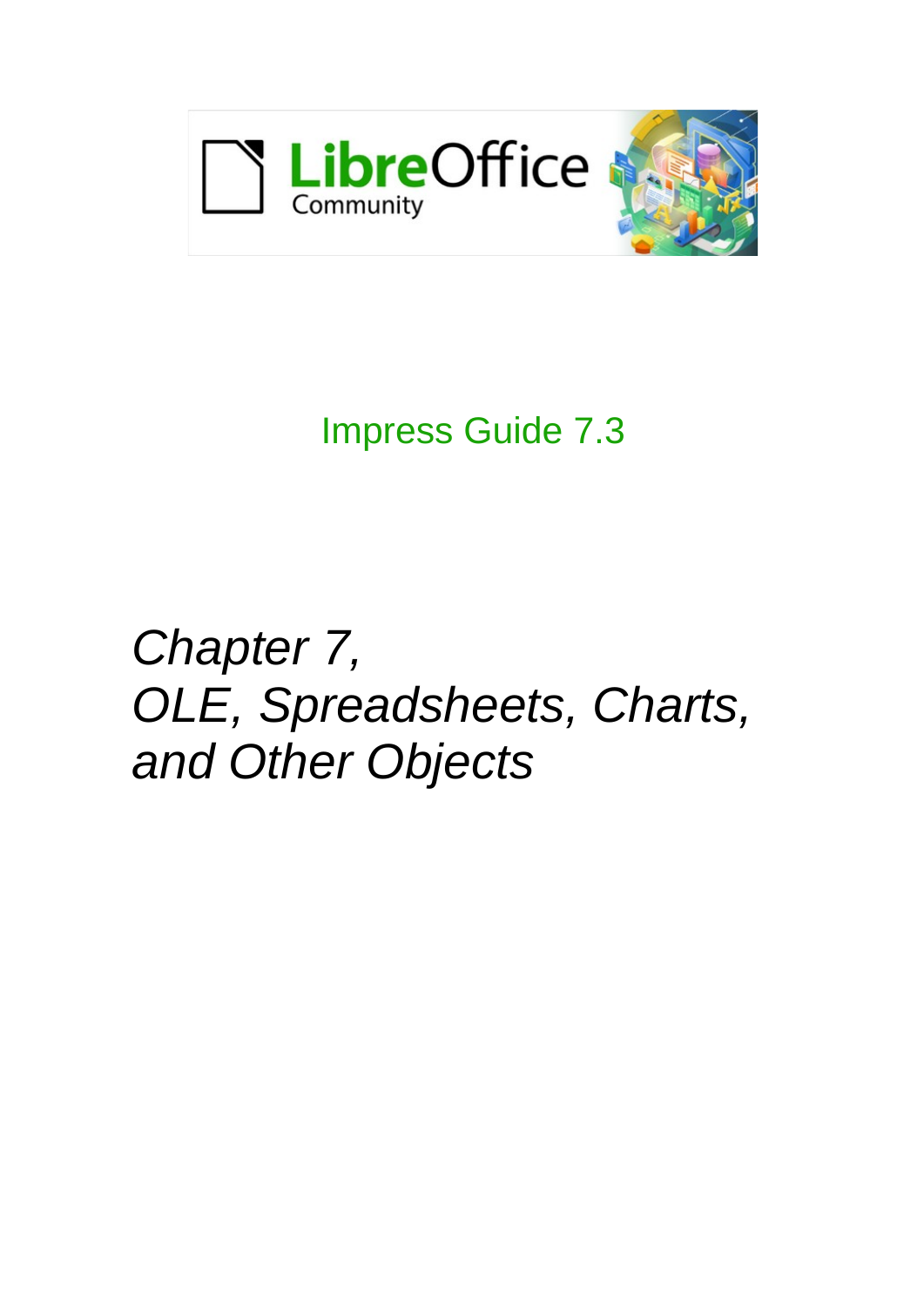Impress Guide 7.3

# *Chapter 7, OLE, Spreadsheets, Charts, and Other Objects*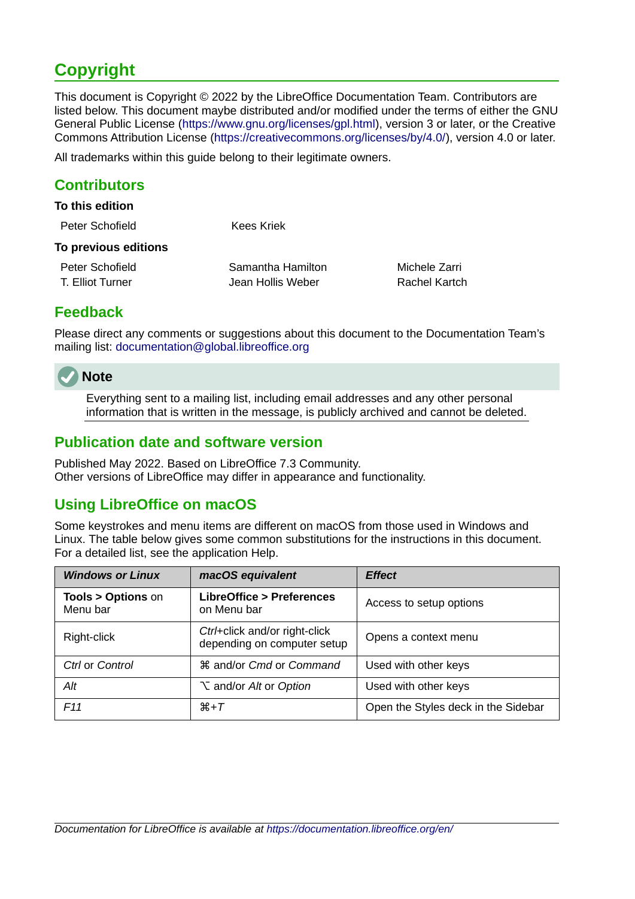# Copyright

This document is Copyright © 2022 by the LibreOffice Documentation Team. Contributors are listed below. This document maybe distributed and/or modified under the terms of either the GNU General Public License (https://www.gnu.org/licenses/gpl.html), version 3 or later, or the Creative Commons Attribution License (https://creativecommons.org/licenses/by/4.0/), version 4.0 or later.

All trademarks within this guide belong to their legitimate owners.

## Contributors

**To this edition**

Peter Schofield

Kees Kriek

**To previous editions**

Peter Schofield

Samantha Hamilton

Michele Zarri

T. Elliot Turner

Jean Hollis Weber

Rachel Kartch

## Feedback

Please direct any comments or suggestions about this document to the Documentation Team's mailing list: documentation@global.libreoffice.org

> **Note**
>
> Everything sent to a mailing list, including email addresses and any other personal information that is written in the message, is publicly archived and cannot be deleted.

## Publication date and software version

Published May 2022. Based on LibreOffice 7.3 Community.
Other versions of LibreOffice may differ in appearance and functionality.

## Using LibreOffice on macOS

Some keystrokes and menu items are different on macOS from those used in Windows and Linux. The table below gives some common substitutions for the instructions in this document. For a detailed list, see the application Help.

| ***Windows or Linux*** | ***macOS equivalent*** | ***Effect*** |
|---|---|---|
| **Tools > Options** on Menu bar | **LibreOffice > Preferences** on Menu bar | Access to setup options |
| Right-click | *Ctrl*+click and/or right-click depending on computer setup | Opens a context menu |
| *Ctrl* or *Control* | ⌘ and/or *Cmd* or *Command* | Used with other keys |
| *Alt* | ⌥ and/or *Alt* or *Option* | Used with other keys |
| *F11* | ⌘+*T* | Open the Styles deck in the Sidebar |

*Documentation for LibreOffice is available at https://documentation.libreoffice.org/en/*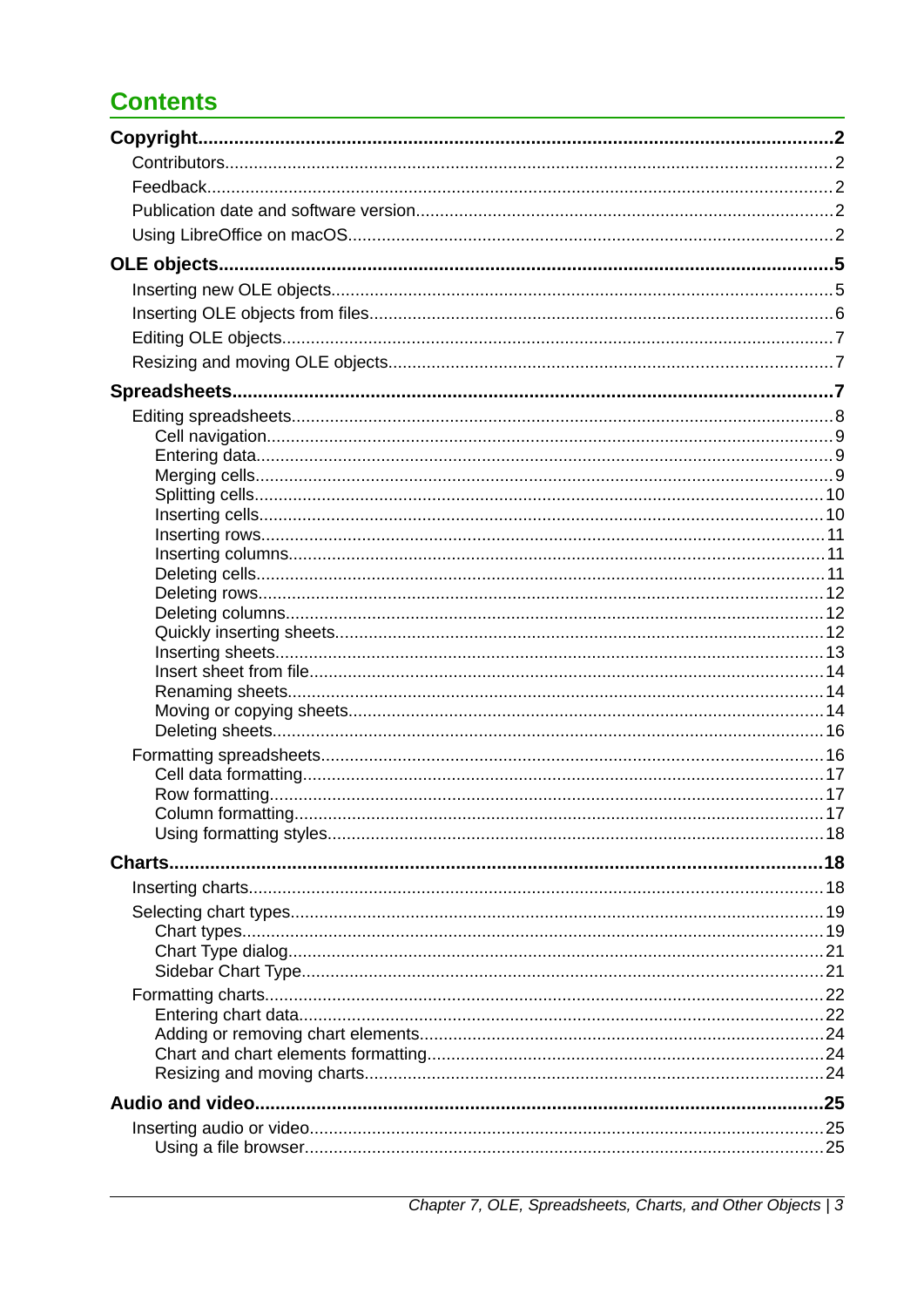# Contents

- **Copyright..........2**
  - Contributors..........2
  - Feedback..........2
  - Publication date and software version..........2
  - Using LibreOffice on macOS..........2
- **OLE objects..........5**
  - Inserting new OLE objects..........5
  - Inserting OLE objects from files..........6
  - Editing OLE objects..........7
  - Resizing and moving OLE objects..........7
- **Spreadsheets..........7**
  - Editing spreadsheets..........8
    - Cell navigation..........9
    - Entering data..........9
    - Merging cells..........9
    - Splitting cells..........10
    - Inserting cells..........10
    - Inserting rows..........11
    - Inserting columns..........11
    - Deleting cells..........11
    - Deleting rows..........12
    - Deleting columns..........12
    - Quickly inserting sheets..........12
    - Inserting sheets..........13
    - Insert sheet from file..........14
    - Renaming sheets..........14
    - Moving or copying sheets..........14
    - Deleting sheets..........16
  - Formatting spreadsheets..........16
    - Cell data formatting..........17
    - Row formatting..........17
    - Column formatting..........17
    - Using formatting styles..........18
- **Charts..........18**
  - Inserting charts..........18
  - Selecting chart types..........19
    - Chart types..........19
    - Chart Type dialog..........21
    - Sidebar Chart Type..........21
  - Formatting charts..........22
    - Entering chart data..........22
    - Adding or removing chart elements..........24
    - Chart and chart elements formatting..........24
    - Resizing and moving charts..........24
- **Audio and video..........25**
  - Inserting audio or video..........25
    - Using a file browser..........25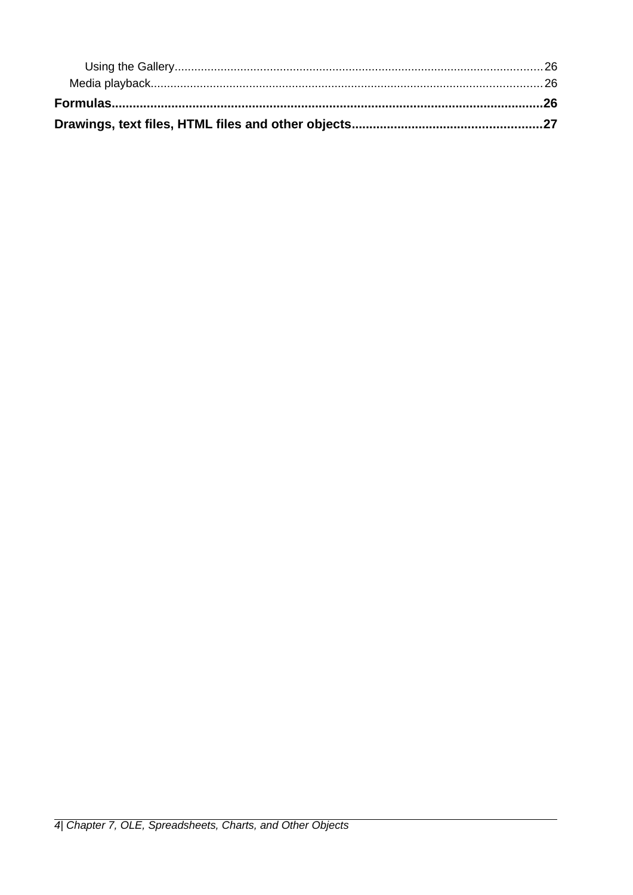Using the Gallery..........26

Media playback..........26

**Formulas..........26**

**Drawings, text files, HTML files and other objects..........27**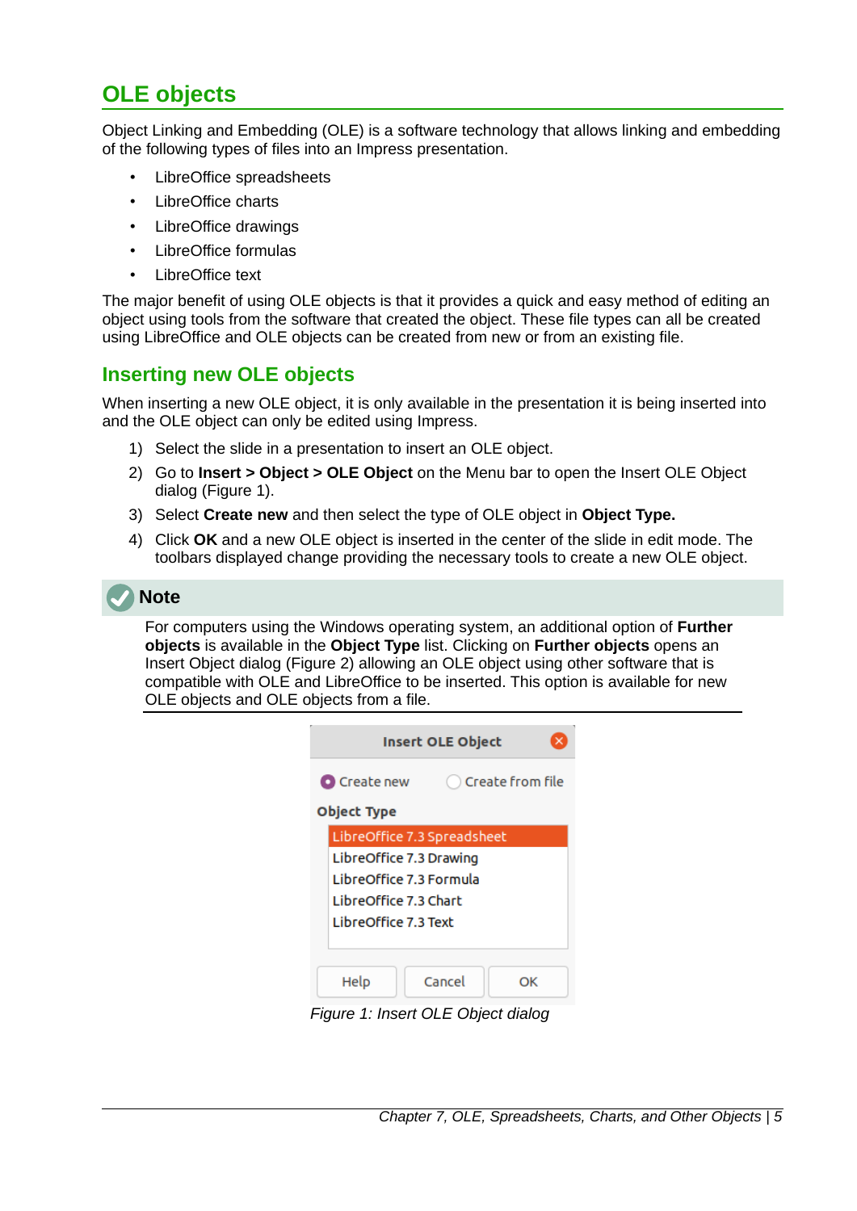# OLE objects

Object Linking and Embedding (OLE) is a software technology that allows linking and embedding of the following types of files into an Impress presentation.

- LibreOffice spreadsheets
- LibreOffice charts
- LibreOffice drawings
- LibreOffice formulas
- LibreOffice text

The major benefit of using OLE objects is that it provides a quick and easy method of editing an object using tools from the software that created the object. These file types can all be created using LibreOffice and OLE objects can be created from new or from an existing file.

## Inserting new OLE objects

When inserting a new OLE object, it is only available in the presentation it is being inserted into and the OLE object can only be edited using Impress.

1) Select the slide in a presentation to insert an OLE object.
2) Go to **Insert > Object > OLE Object** on the Menu bar to open the Insert OLE Object dialog (Figure 1).
3) Select **Create new** and then select the type of OLE object in **Object Type.**
4) Click **OK** and a new OLE object is inserted in the center of the slide in edit mode. The toolbars displayed change providing the necessary tools to create a new OLE object.

**Note**

For computers using the Windows operating system, an additional option of **Further objects** is available in the **Object Type** list. Clicking on **Further objects** opens an Insert Object dialog (Figure 2) allowing an OLE object using other software that is compatible with OLE and LibreOffice to be inserted. This option is available for new OLE objects and OLE objects from a file.

Insert OLE Object

Create new    Create from file

Object Type

- LibreOffice 7.3 Spreadsheet
- LibreOffice 7.3 Drawing
- LibreOffice 7.3 Formula
- LibreOffice 7.3 Chart
- LibreOffice 7.3 Text

Help    Cancel    OK

*Figure 1: Insert OLE Object dialog*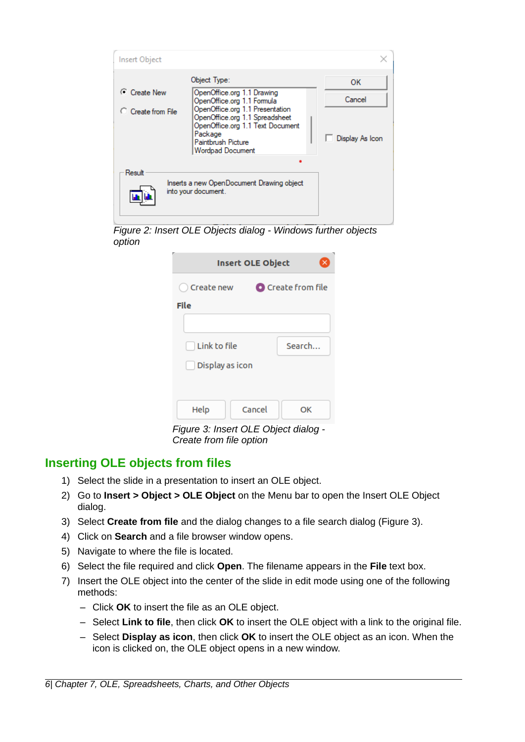Figure 2: Insert OLE Objects dialog - Windows further objects option

Figure 3: Insert OLE Object dialog - Create from file option

## Inserting OLE objects from files

1) Select the slide in a presentation to insert an OLE object.
2) Go to **Insert > Object > OLE Object** on the Menu bar to open the Insert OLE Object dialog.
3) Select **Create from file** and the dialog changes to a file search dialog (Figure 3).
4) Click on **Search** and a file browser window opens.
5) Navigate to where the file is located.
6) Select the file required and click **Open**. The filename appears in the **File** text box.
7) Insert the OLE object into the center of the slide in edit mode using one of the following methods:
   - Click **OK** to insert the file as an OLE object.
   - Select **Link to file**, then click **OK** to insert the OLE object with a link to the original file.
   - Select **Display as icon**, then click **OK** to insert the OLE object as an icon. When the icon is clicked on, the OLE object opens in a new window.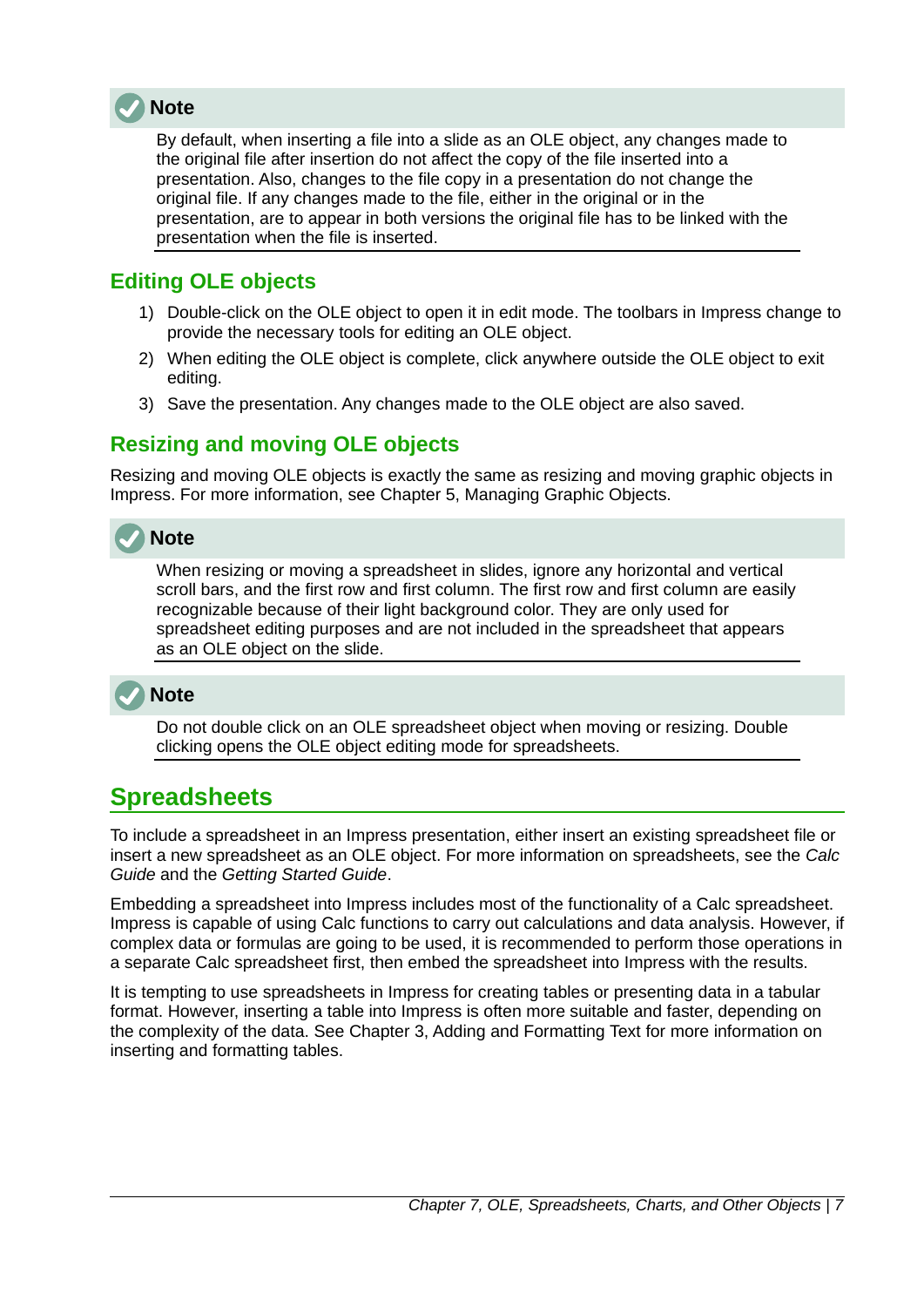> **Note**
>
> By default, when inserting a file into a slide as an OLE object, any changes made to the original file after insertion do not affect the copy of the file inserted into a presentation. Also, changes to the file copy in a presentation do not change the original file. If any changes made to the file, either in the original or in the presentation, are to appear in both versions the original file has to be linked with the presentation when the file is inserted.

### Editing OLE objects

1) Double-click on the OLE object to open it in edit mode. The toolbars in Impress change to provide the necessary tools for editing an OLE object.
2) When editing the OLE object is complete, click anywhere outside the OLE object to exit editing.
3) Save the presentation. Any changes made to the OLE object are also saved.

### Resizing and moving OLE objects

Resizing and moving OLE objects is exactly the same as resizing and moving graphic objects in Impress. For more information, see Chapter 5, Managing Graphic Objects.

> **Note**
>
> When resizing or moving a spreadsheet in slides, ignore any horizontal and vertical scroll bars, and the first row and first column. The first row and first column are easily recognizable because of their light background color. They are only used for spreadsheet editing purposes and are not included in the spreadsheet that appears as an OLE object on the slide.

> **Note**
>
> Do not double click on an OLE spreadsheet object when moving or resizing. Double clicking opens the OLE object editing mode for spreadsheets.

## Spreadsheets

To include a spreadsheet in an Impress presentation, either insert an existing spreadsheet file or insert a new spreadsheet as an OLE object. For more information on spreadsheets, see the *Calc Guide* and the *Getting Started Guide*.

Embedding a spreadsheet into Impress includes most of the functionality of a Calc spreadsheet. Impress is capable of using Calc functions to carry out calculations and data analysis. However, if complex data or formulas are going to be used, it is recommended to perform those operations in a separate Calc spreadsheet first, then embed the spreadsheet into Impress with the results.

It is tempting to use spreadsheets in Impress for creating tables or presenting data in a tabular format. However, inserting a table into Impress is often more suitable and faster, depending on the complexity of the data. See Chapter 3, Adding and Formatting Text for more information on inserting and formatting tables.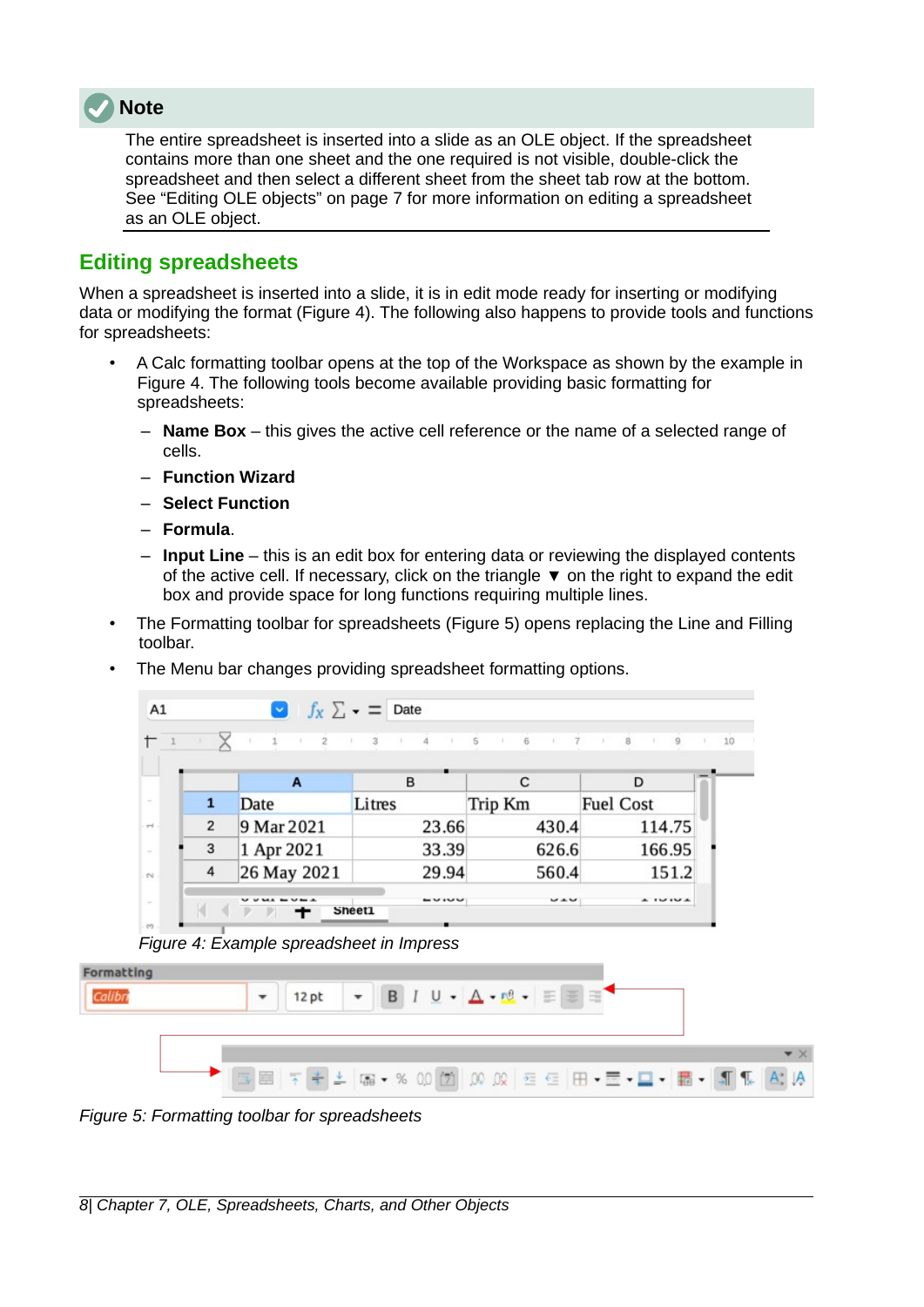**Note**

The entire spreadsheet is inserted into a slide as an OLE object. If the spreadsheet contains more than one sheet and the one required is not visible, double-click the spreadsheet and then select a different sheet from the sheet tab row at the bottom. See “Editing OLE objects” on page 7 for more information on editing a spreadsheet as an OLE object.

## Editing spreadsheets

When a spreadsheet is inserted into a slide, it is in edit mode ready for inserting or modifying data or modifying the format (Figure 4). The following also happens to provide tools and functions for spreadsheets:

- A Calc formatting toolbar opens at the top of the Workspace as shown by the example in Figure 4. The following tools become available providing basic formatting for spreadsheets:
  - **Name Box** – this gives the active cell reference or the name of a selected range of cells.
  - **Function Wizard**
  - **Select Function**
  - **Formula**.
  - **Input Line** – this is an edit box for entering data or reviewing the displayed contents of the active cell. If necessary, click on the triangle ▼ on the right to expand the edit box and provide space for long functions requiring multiple lines.
- The Formatting toolbar for spreadsheets (Figure 5) opens replacing the Line and Filling toolbar.
- The Menu bar changes providing spreadsheet formatting options.

*Figure 4: Example spreadsheet in Impress*

*Figure 5: Formatting toolbar for spreadsheets*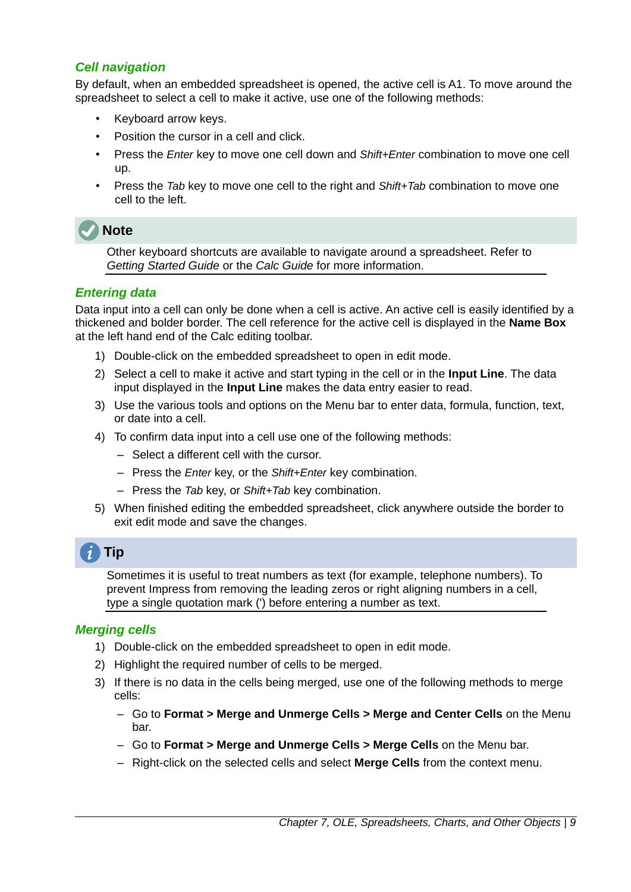### *Cell navigation*

By default, when an embedded spreadsheet is opened, the active cell is A1. To move around the spreadsheet to select a cell to make it active, use one of the following methods:

- Keyboard arrow keys.
- Position the cursor in a cell and click.
- Press the *Enter* key to move one cell down and *Shift+Enter* combination to move one cell up.
- Press the *Tab* key to move one cell to the right and *Shift+Tab* combination to move one cell to the left.

**Note**

Other keyboard shortcuts are available to navigate around a spreadsheet. Refer to *Getting Started Guide* or the *Calc Guide* for more information.

### *Entering data*

Data input into a cell can only be done when a cell is active. An active cell is easily identified by a thickened and bolder border. The cell reference for the active cell is displayed in the **Name Box** at the left hand end of the Calc editing toolbar.

1) Double-click on the embedded spreadsheet to open in edit mode.
2) Select a cell to make it active and start typing in the cell or in the **Input Line**. The data input displayed in the **Input Line** makes the data entry easier to read.
3) Use the various tools and options on the Menu bar to enter data, formula, function, text, or date into a cell.
4) To confirm data input into a cell use one of the following methods:
   - Select a different cell with the cursor.
   - Press the *Enter* key, or the *Shift+Enter* key combination.
   - Press the *Tab* key, or *Shift+Tab* key combination.
5) When finished editing the embedded spreadsheet, click anywhere outside the border to exit edit mode and save the changes.

**Tip**

Sometimes it is useful to treat numbers as text (for example, telephone numbers). To prevent Impress from removing the leading zeros or right aligning numbers in a cell, type a single quotation mark (') before entering a number as text.

### *Merging cells*

1) Double-click on the embedded spreadsheet to open in edit mode.
2) Highlight the required number of cells to be merged.
3) If there is no data in the cells being merged, use one of the following methods to merge cells:
   - Go to **Format > Merge and Unmerge Cells > Merge and Center Cells** on the Menu bar.
   - Go to **Format > Merge and Unmerge Cells > Merge Cells** on the Menu bar.
   - Right-click on the selected cells and select **Merge Cells** from the context menu.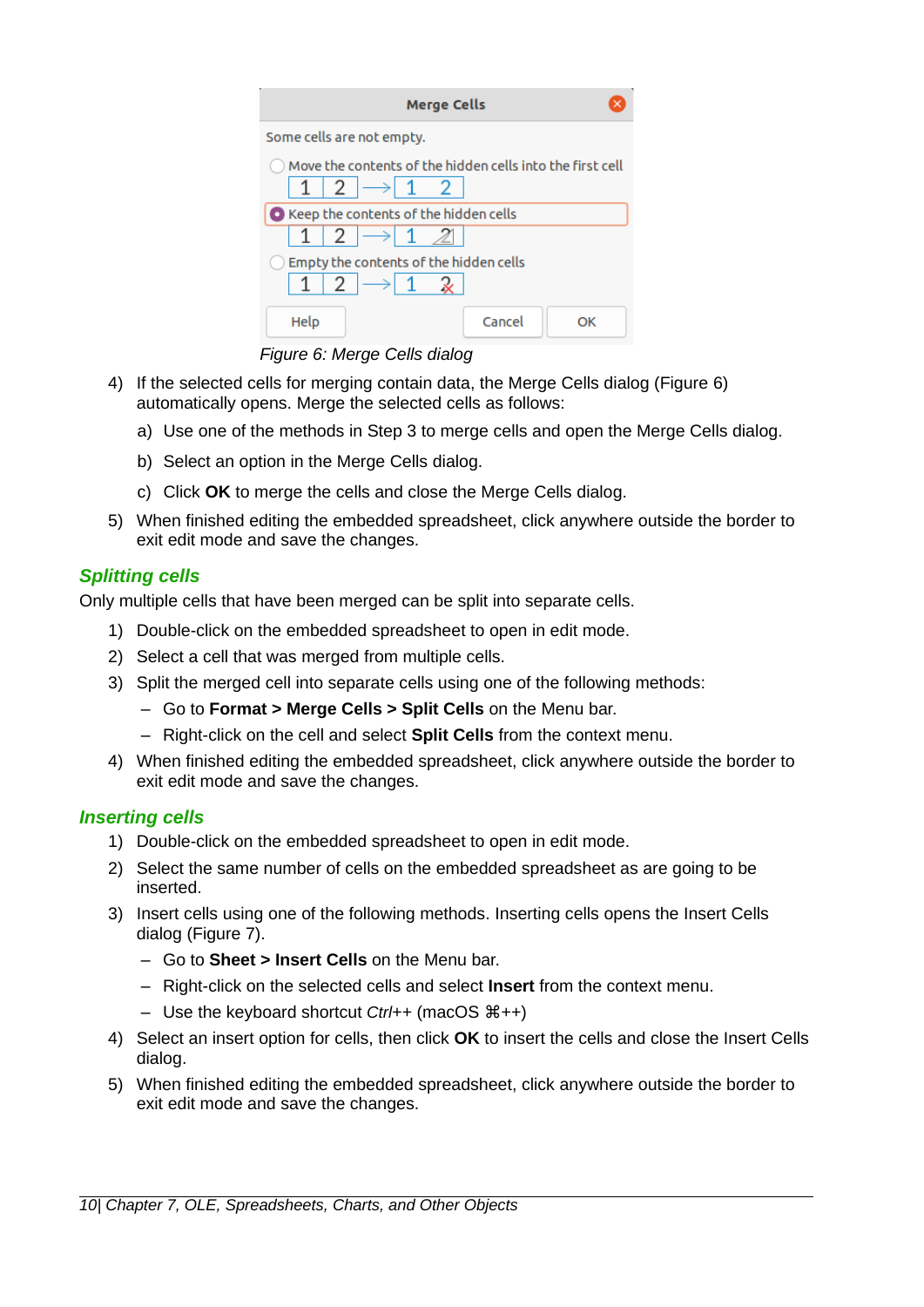Figure 6: Merge Cells dialog

4) If the selected cells for merging contain data, the Merge Cells dialog (Figure 6) automatically opens. Merge the selected cells as follows:
   a) Use one of the methods in Step 3 to merge cells and open the Merge Cells dialog.
   b) Select an option in the Merge Cells dialog.
   c) Click **OK** to merge the cells and close the Merge Cells dialog.
5) When finished editing the embedded spreadsheet, click anywhere outside the border to exit edit mode and save the changes.

### Splitting cells

Only multiple cells that have been merged can be split into separate cells.

1) Double-click on the embedded spreadsheet to open in edit mode.
2) Select a cell that was merged from multiple cells.
3) Split the merged cell into separate cells using one of the following methods:
   – Go to **Format > Merge Cells > Split Cells** on the Menu bar.
   – Right-click on the cell and select **Split Cells** from the context menu.
4) When finished editing the embedded spreadsheet, click anywhere outside the border to exit edit mode and save the changes.

### Inserting cells

1) Double-click on the embedded spreadsheet to open in edit mode.
2) Select the same number of cells on the embedded spreadsheet as are going to be inserted.
3) Insert cells using one of the following methods. Inserting cells opens the Insert Cells dialog (Figure 7).
   – Go to **Sheet > Insert Cells** on the Menu bar.
   – Right-click on the selected cells and select **Insert** from the context menu.
   – Use the keyboard shortcut *Ctrl++* (macOS ⌘++)
4) Select an insert option for cells, then click **OK** to insert the cells and close the Insert Cells dialog.
5) When finished editing the embedded spreadsheet, click anywhere outside the border to exit edit mode and save the changes.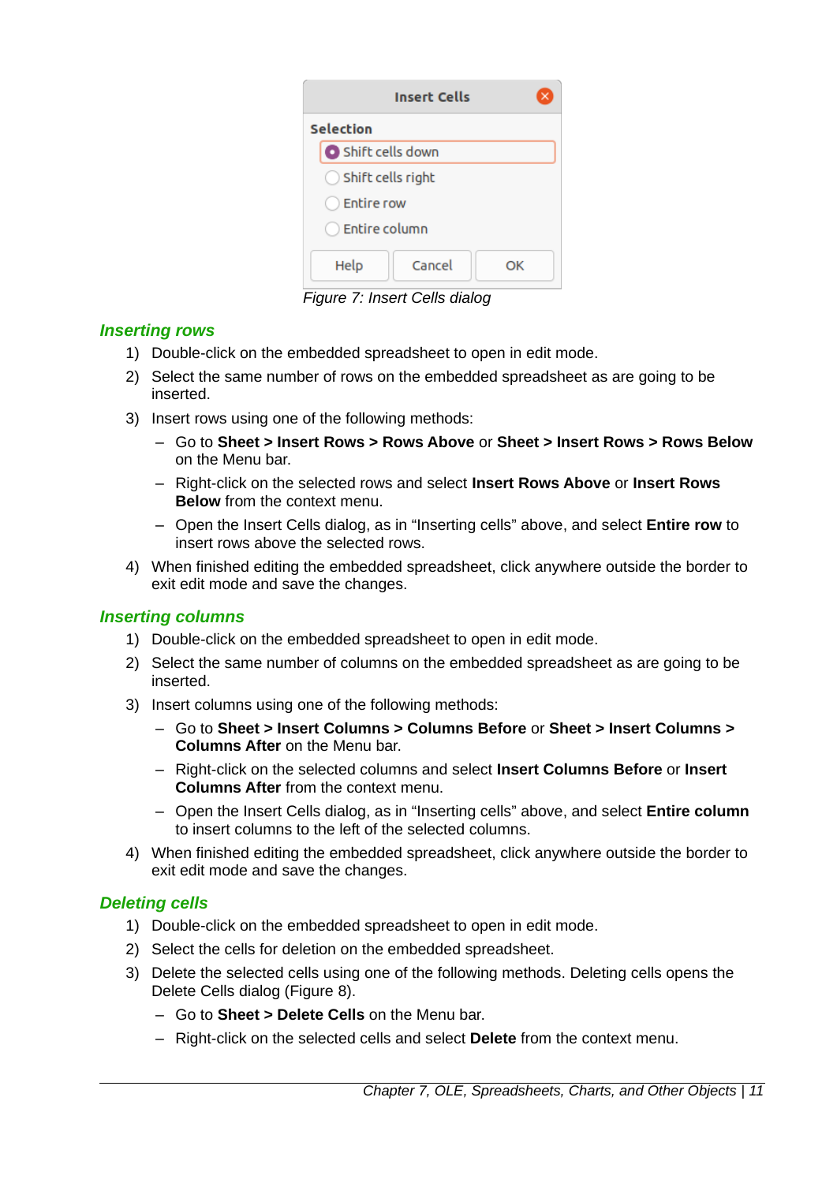Figure 7: Insert Cells dialog

### Inserting rows

1) Double-click on the embedded spreadsheet to open in edit mode.
2) Select the same number of rows on the embedded spreadsheet as are going to be inserted.
3) Insert rows using one of the following methods:
   - Go to **Sheet > Insert Rows > Rows Above** or **Sheet > Insert Rows > Rows Below** on the Menu bar.
   - Right-click on the selected rows and select **Insert Rows Above** or **Insert Rows Below** from the context menu.
   - Open the Insert Cells dialog, as in "Inserting cells" above, and select **Entire row** to insert rows above the selected rows.
4) When finished editing the embedded spreadsheet, click anywhere outside the border to exit edit mode and save the changes.

### Inserting columns

1) Double-click on the embedded spreadsheet to open in edit mode.
2) Select the same number of columns on the embedded spreadsheet as are going to be inserted.
3) Insert columns using one of the following methods:
   - Go to **Sheet > Insert Columns > Columns Before** or **Sheet > Insert Columns > Columns After** on the Menu bar.
   - Right-click on the selected columns and select **Insert Columns Before** or **Insert Columns After** from the context menu.
   - Open the Insert Cells dialog, as in "Inserting cells" above, and select **Entire column** to insert columns to the left of the selected columns.
4) When finished editing the embedded spreadsheet, click anywhere outside the border to exit edit mode and save the changes.

### Deleting cells

1) Double-click on the embedded spreadsheet to open in edit mode.
2) Select the cells for deletion on the embedded spreadsheet.
3) Delete the selected cells using one of the following methods. Deleting cells opens the Delete Cells dialog (Figure 8).
   - Go to **Sheet > Delete Cells** on the Menu bar.
   - Right-click on the selected cells and select **Delete** from the context menu.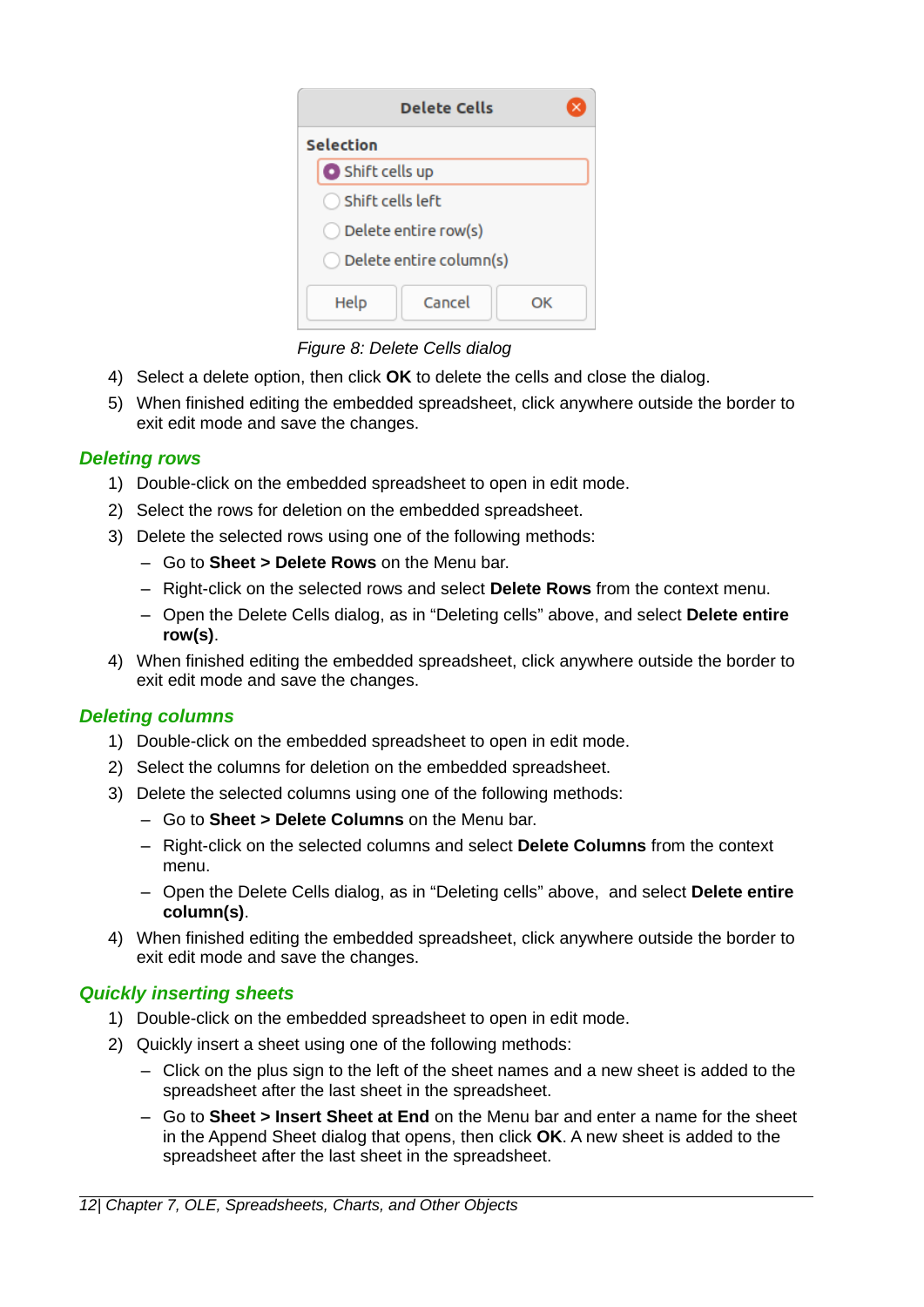*Figure 8: Delete Cells dialog*

4) Select a delete option, then click **OK** to delete the cells and close the dialog.
5) When finished editing the embedded spreadsheet, click anywhere outside the border to exit edit mode and save the changes.

### Deleting rows

1) Double-click on the embedded spreadsheet to open in edit mode.
2) Select the rows for deletion on the embedded spreadsheet.
3) Delete the selected rows using one of the following methods:
   - Go to **Sheet > Delete Rows** on the Menu bar.
   - Right-click on the selected rows and select **Delete Rows** from the context menu.
   - Open the Delete Cells dialog, as in “Deleting cells” above, and select **Delete entire row(s)**.
4) When finished editing the embedded spreadsheet, click anywhere outside the border to exit edit mode and save the changes.

### Deleting columns

1) Double-click on the embedded spreadsheet to open in edit mode.
2) Select the columns for deletion on the embedded spreadsheet.
3) Delete the selected columns using one of the following methods:
   - Go to **Sheet > Delete Columns** on the Menu bar.
   - Right-click on the selected columns and select **Delete Columns** from the context menu.
   - Open the Delete Cells dialog, as in “Deleting cells” above, and select **Delete entire column(s)**.
4) When finished editing the embedded spreadsheet, click anywhere outside the border to exit edit mode and save the changes.

### Quickly inserting sheets

1) Double-click on the embedded spreadsheet to open in edit mode.
2) Quickly insert a sheet using one of the following methods:
   - Click on the plus sign to the left of the sheet names and a new sheet is added to the spreadsheet after the last sheet in the spreadsheet.
   - Go to **Sheet > Insert Sheet at End** on the Menu bar and enter a name for the sheet in the Append Sheet dialog that opens, then click **OK**. A new sheet is added to the spreadsheet after the last sheet in the spreadsheet.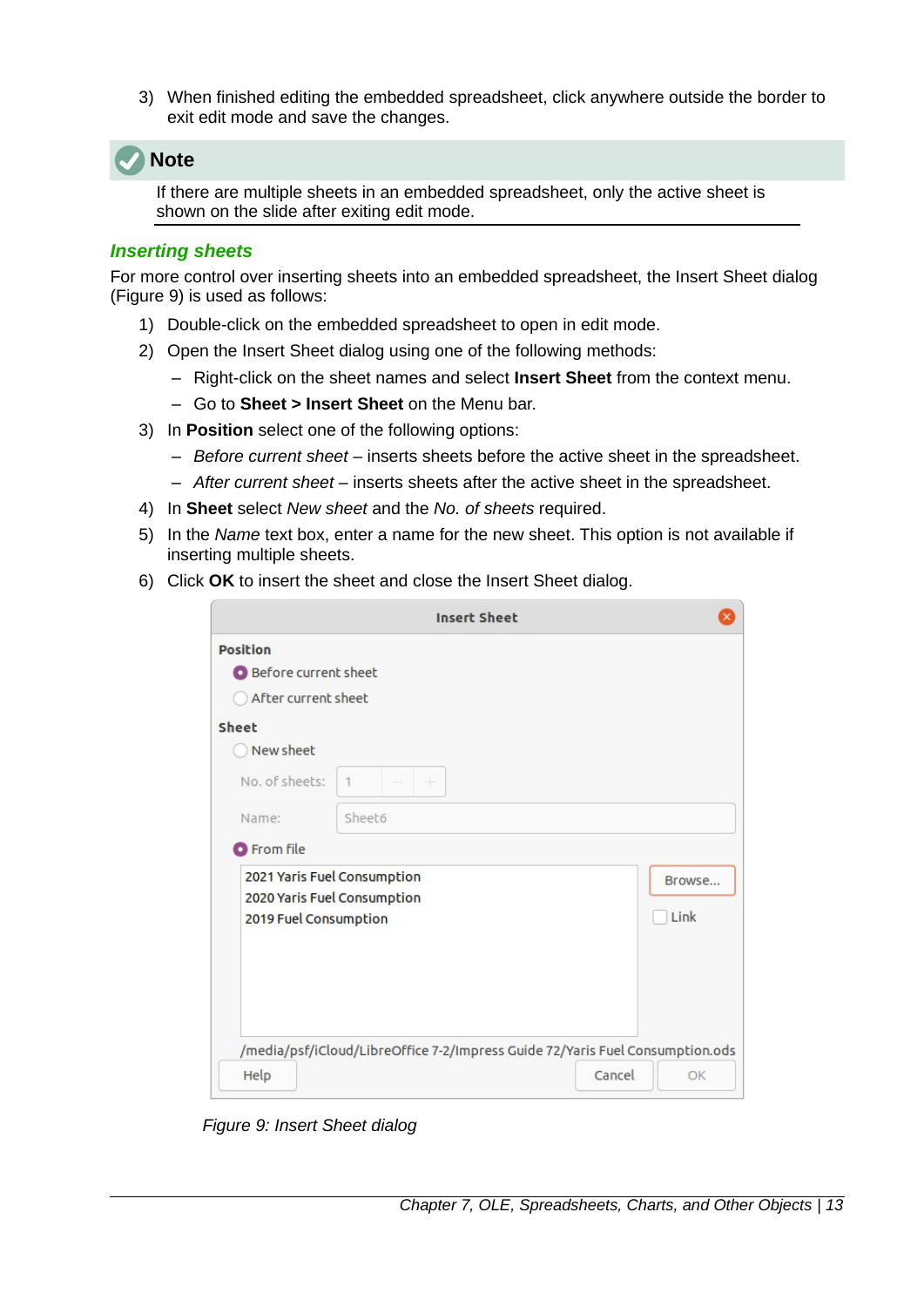3) When finished editing the embedded spreadsheet, click anywhere outside the border to exit edit mode and save the changes.

**Note**

If there are multiple sheets in an embedded spreadsheet, only the active sheet is shown on the slide after exiting edit mode.

### *Inserting sheets*

For more control over inserting sheets into an embedded spreadsheet, the Insert Sheet dialog (Figure 9) is used as follows:

1) Double-click on the embedded spreadsheet to open in edit mode.
2) Open the Insert Sheet dialog using one of the following methods:
   - Right-click on the sheet names and select **Insert Sheet** from the context menu.
   - Go to **Sheet > Insert Sheet** on the Menu bar.
3) In **Position** select one of the following options:
   - *Before current sheet* – inserts sheets before the active sheet in the spreadsheet.
   - *After current sheet* – inserts sheets after the active sheet in the spreadsheet.
4) In **Sheet** select *New sheet* and the *No. of sheets* required.
5) In the *Name* text box, enter a name for the new sheet. This option is not available if inserting multiple sheets.
6) Click **OK** to insert the sheet and close the Insert Sheet dialog.

*Figure 9: Insert Sheet dialog*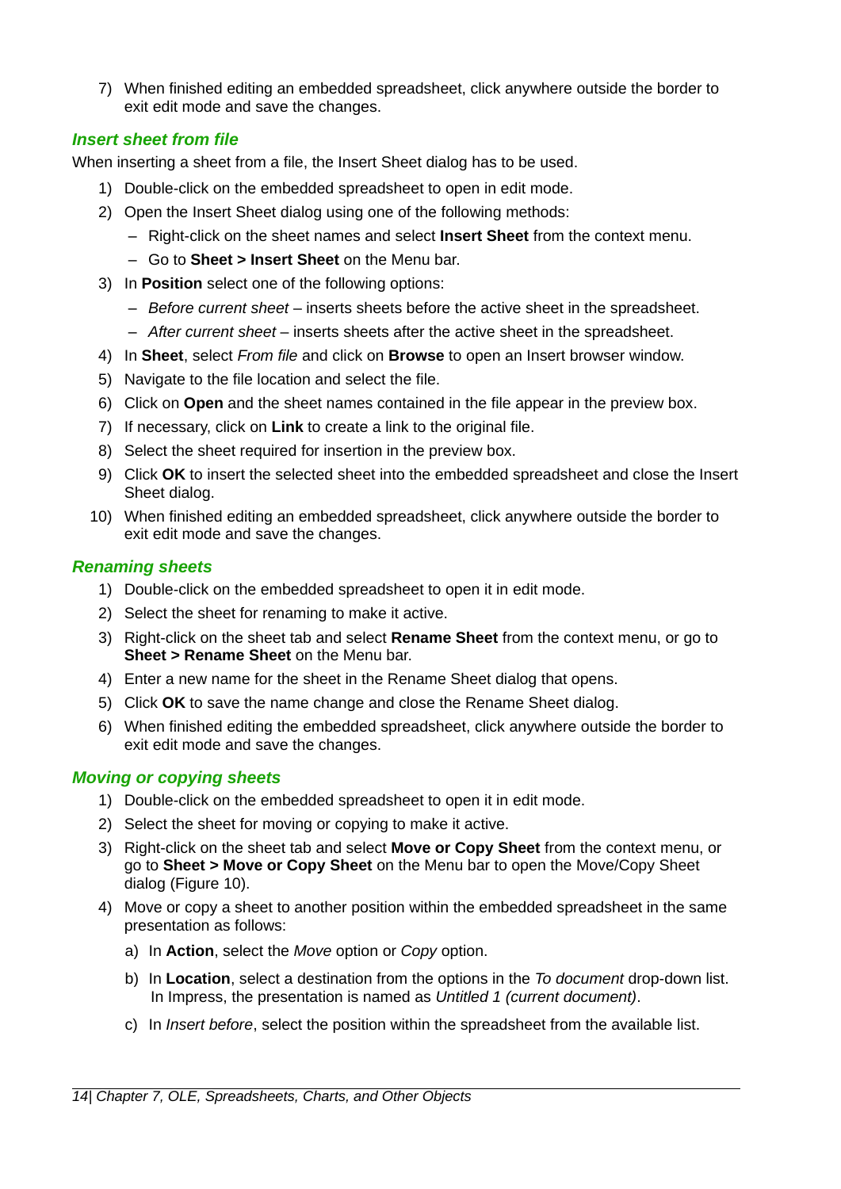7) When finished editing an embedded spreadsheet, click anywhere outside the border to exit edit mode and save the changes.

### *Insert sheet from file*

When inserting a sheet from a file, the Insert Sheet dialog has to be used.

1) Double-click on the embedded spreadsheet to open in edit mode.
2) Open the Insert Sheet dialog using one of the following methods:
   - Right-click on the sheet names and select **Insert Sheet** from the context menu.
   - Go to **Sheet > Insert Sheet** on the Menu bar.
3) In **Position** select one of the following options:
   - *Before current sheet* – inserts sheets before the active sheet in the spreadsheet.
   - *After current sheet* – inserts sheets after the active sheet in the spreadsheet.
4) In **Sheet**, select *From file* and click on **Browse** to open an Insert browser window.
5) Navigate to the file location and select the file.
6) Click on **Open** and the sheet names contained in the file appear in the preview box.
7) If necessary, click on **Link** to create a link to the original file.
8) Select the sheet required for insertion in the preview box.
9) Click **OK** to insert the selected sheet into the embedded spreadsheet and close the Insert Sheet dialog.
10) When finished editing an embedded spreadsheet, click anywhere outside the border to exit edit mode and save the changes.

### *Renaming sheets*

1) Double-click on the embedded spreadsheet to open it in edit mode.
2) Select the sheet for renaming to make it active.
3) Right-click on the sheet tab and select **Rename Sheet** from the context menu, or go to **Sheet > Rename Sheet** on the Menu bar.
4) Enter a new name for the sheet in the Rename Sheet dialog that opens.
5) Click **OK** to save the name change and close the Rename Sheet dialog.
6) When finished editing the embedded spreadsheet, click anywhere outside the border to exit edit mode and save the changes.

### *Moving or copying sheets*

1) Double-click on the embedded spreadsheet to open it in edit mode.
2) Select the sheet for moving or copying to make it active.
3) Right-click on the sheet tab and select **Move or Copy Sheet** from the context menu, or go to **Sheet > Move or Copy Sheet** on the Menu bar to open the Move/Copy Sheet dialog (Figure 10).
4) Move or copy a sheet to another position within the embedded spreadsheet in the same presentation as follows:
   a) In **Action**, select the *Move* option or *Copy* option.
   b) In **Location**, select a destination from the options in the *To document* drop-down list. In Impress, the presentation is named as *Untitled 1 (current document)*.
   c) In *Insert before*, select the position within the spreadsheet from the available list.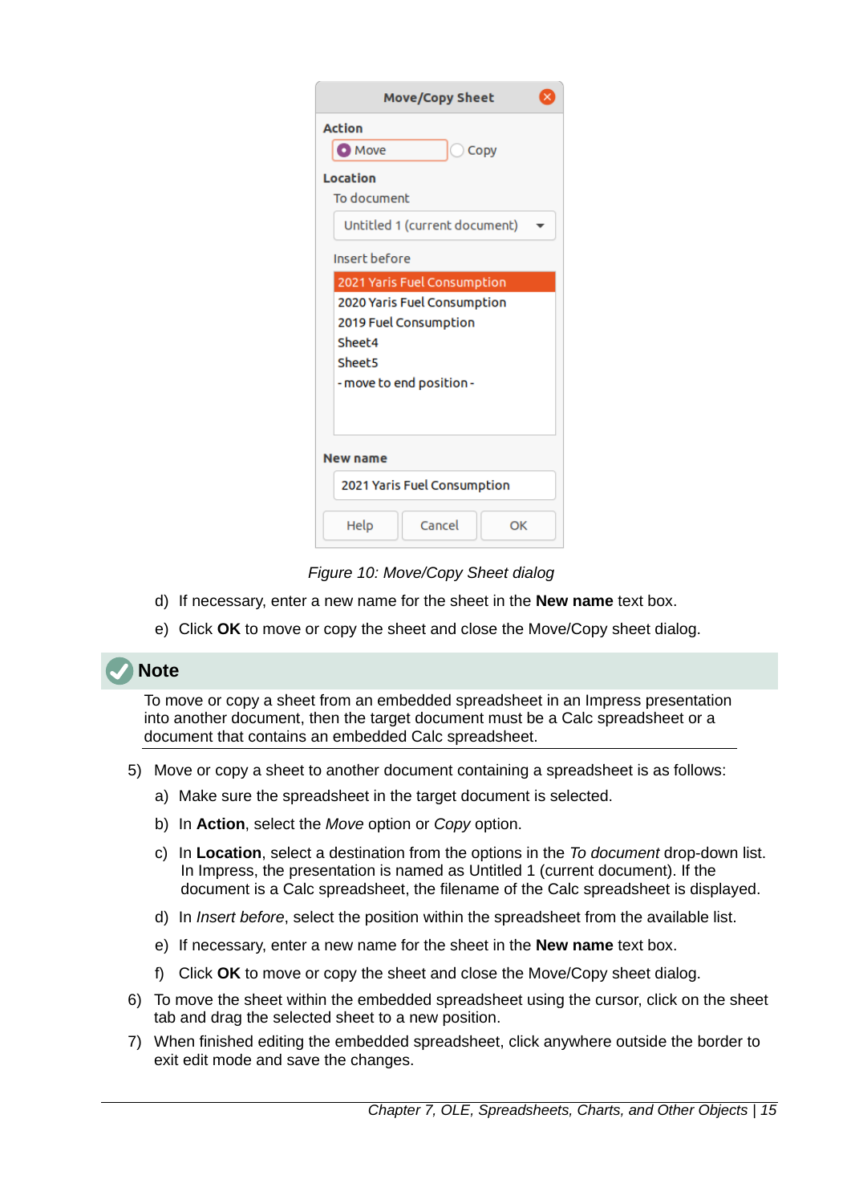Figure 10: Move/Copy Sheet dialog

d) If necessary, enter a new name for the sheet in the **New name** text box.

e) Click **OK** to move or copy the sheet and close the Move/Copy sheet dialog.

**Note**

To move or copy a sheet from an embedded spreadsheet in an Impress presentation into another document, then the target document must be a Calc spreadsheet or a document that contains an embedded Calc spreadsheet.

5) Move or copy a sheet to another document containing a spreadsheet is as follows:

   a) Make sure the spreadsheet in the target document is selected.

   b) In **Action**, select the *Move* option or *Copy* option.

   c) In **Location**, select a destination from the options in the *To document* drop-down list. In Impress, the presentation is named as Untitled 1 (current document). If the document is a Calc spreadsheet, the filename of the Calc spreadsheet is displayed.

   d) In *Insert before*, select the position within the spreadsheet from the available list.

   e) If necessary, enter a new name for the sheet in the **New name** text box.

   f) Click **OK** to move or copy the sheet and close the Move/Copy sheet dialog.

6) To move the sheet within the embedded spreadsheet using the cursor, click on the sheet tab and drag the selected sheet to a new position.

7) When finished editing the embedded spreadsheet, click anywhere outside the border to exit edit mode and save the changes.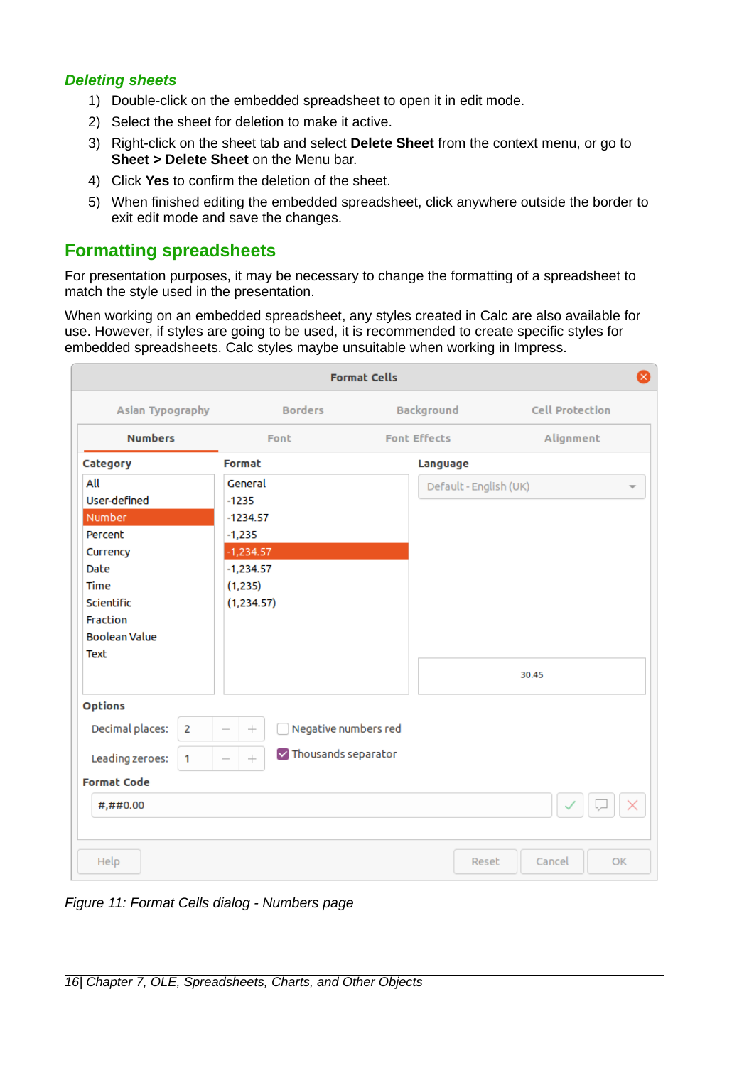### Deleting sheets

1) Double-click on the embedded spreadsheet to open it in edit mode.
2) Select the sheet for deletion to make it active.
3) Right-click on the sheet tab and select **Delete Sheet** from the context menu, or go to **Sheet > Delete Sheet** on the Menu bar.
4) Click **Yes** to confirm the deletion of the sheet.
5) When finished editing the embedded spreadsheet, click anywhere outside the border to exit edit mode and save the changes.

## Formatting spreadsheets

For presentation purposes, it may be necessary to change the formatting of a spreadsheet to match the style used in the presentation.

When working on an embedded spreadsheet, any styles created in Calc are also available for use. However, if styles are going to be used, it is recommended to create specific styles for embedded spreadsheets. Calc styles maybe unsuitable when working in Impress.

*Figure 11: Format Cells dialog - Numbers page*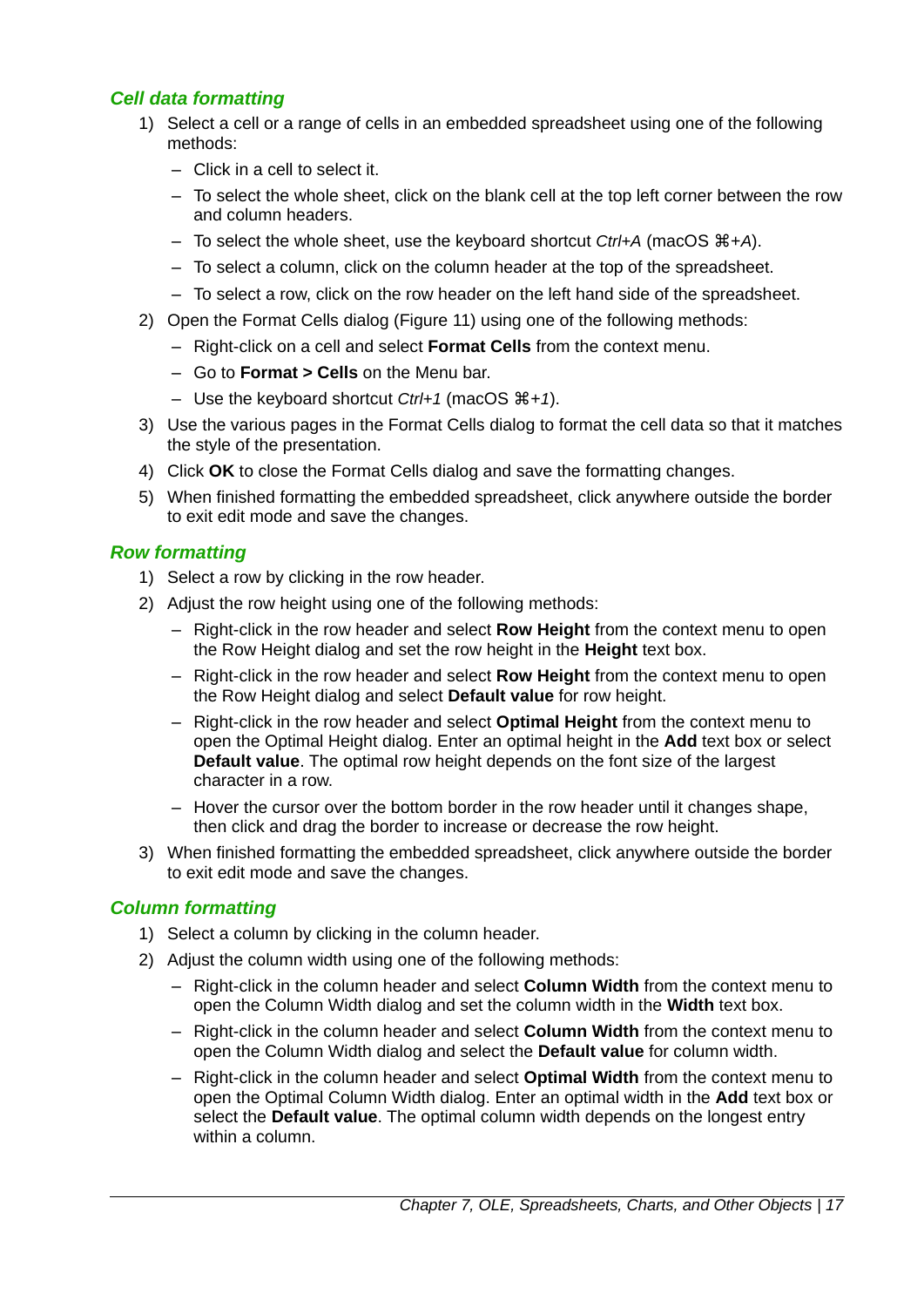### *Cell data formatting*

1) Select a cell or a range of cells in an embedded spreadsheet using one of the following methods:
   - Click in a cell to select it.
   - To select the whole sheet, click on the blank cell at the top left corner between the row and column headers.
   - To select the whole sheet, use the keyboard shortcut *Ctrl+A* (macOS *⌘+A*).
   - To select a column, click on the column header at the top of the spreadsheet.
   - To select a row, click on the row header on the left hand side of the spreadsheet.
2) Open the Format Cells dialog (Figure 11) using one of the following methods:
   - Right-click on a cell and select **Format Cells** from the context menu.
   - Go to **Format > Cells** on the Menu bar.
   - Use the keyboard shortcut *Ctrl+1* (macOS *⌘+1*).
3) Use the various pages in the Format Cells dialog to format the cell data so that it matches the style of the presentation.
4) Click **OK** to close the Format Cells dialog and save the formatting changes.
5) When finished formatting the embedded spreadsheet, click anywhere outside the border to exit edit mode and save the changes.

### *Row formatting*

1) Select a row by clicking in the row header.
2) Adjust the row height using one of the following methods:
   - Right-click in the row header and select **Row Height** from the context menu to open the Row Height dialog and set the row height in the **Height** text box.
   - Right-click in the row header and select **Row Height** from the context menu to open the Row Height dialog and select **Default value** for row height.
   - Right-click in the row header and select **Optimal Height** from the context menu to open the Optimal Height dialog. Enter an optimal height in the **Add** text box or select **Default value**. The optimal row height depends on the font size of the largest character in a row.
   - Hover the cursor over the bottom border in the row header until it changes shape, then click and drag the border to increase or decrease the row height.
3) When finished formatting the embedded spreadsheet, click anywhere outside the border to exit edit mode and save the changes.

### *Column formatting*

1) Select a column by clicking in the column header.
2) Adjust the column width using one of the following methods:
   - Right-click in the column header and select **Column Width** from the context menu to open the Column Width dialog and set the column width in the **Width** text box.
   - Right-click in the column header and select **Column Width** from the context menu to open the Column Width dialog and select the **Default value** for column width.
   - Right-click in the column header and select **Optimal Width** from the context menu to open the Optimal Column Width dialog. Enter an optimal width in the **Add** text box or select the **Default value**. The optimal column width depends on the longest entry within a column.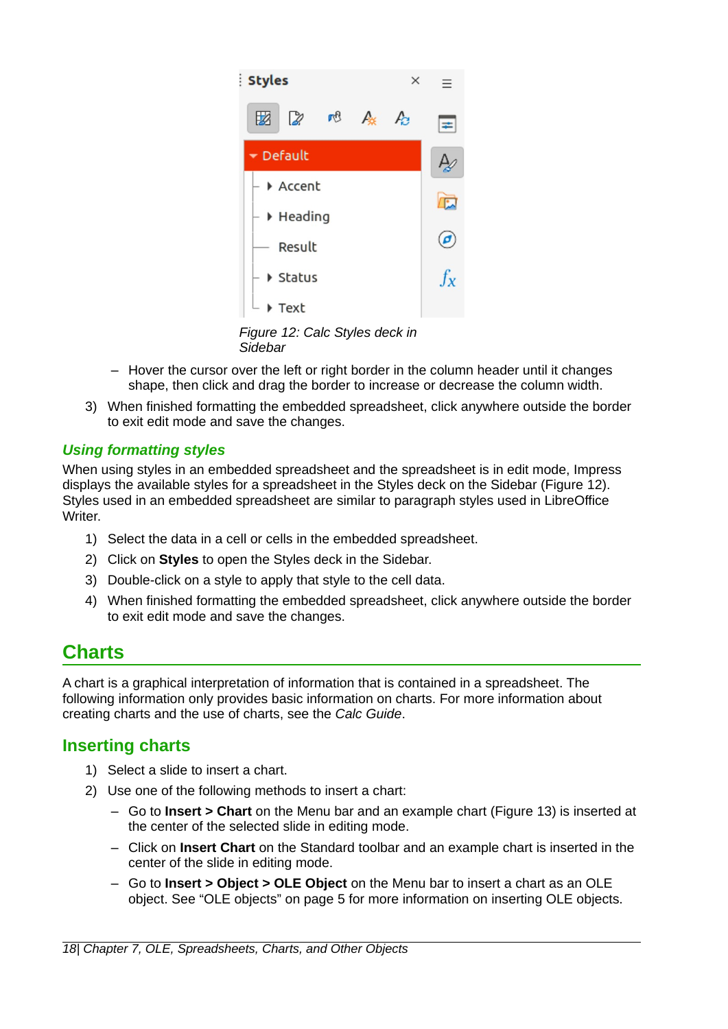Figure 12: Calc Styles deck in Sidebar

   - Hover the cursor over the left or right border in the column header until it changes shape, then click and drag the border to increase or decrease the column width.
3) When finished formatting the embedded spreadsheet, click anywhere outside the border to exit edit mode and save the changes.

### *Using formatting styles*

When using styles in an embedded spreadsheet and the spreadsheet is in edit mode, Impress displays the available styles for a spreadsheet in the Styles deck on the Sidebar (Figure 12). Styles used in an embedded spreadsheet are similar to paragraph styles used in LibreOffice Writer.

1) Select the data in a cell or cells in the embedded spreadsheet.
2) Click on **Styles** to open the Styles deck in the Sidebar.
3) Double-click on a style to apply that style to the cell data.
4) When finished formatting the embedded spreadsheet, click anywhere outside the border to exit edit mode and save the changes.

# Charts

A chart is a graphical interpretation of information that is contained in a spreadsheet. The following information only provides basic information on charts. For more information about creating charts and the use of charts, see the *Calc Guide*.

## Inserting charts

1) Select a slide to insert a chart.
2) Use one of the following methods to insert a chart:
   - Go to **Insert > Chart** on the Menu bar and an example chart (Figure 13) is inserted at the center of the selected slide in editing mode.
   - Click on **Insert Chart** on the Standard toolbar and an example chart is inserted in the center of the slide in editing mode.
   - Go to **Insert > Object > OLE Object** on the Menu bar to insert a chart as an OLE object. See “OLE objects” on page 5 for more information on inserting OLE objects.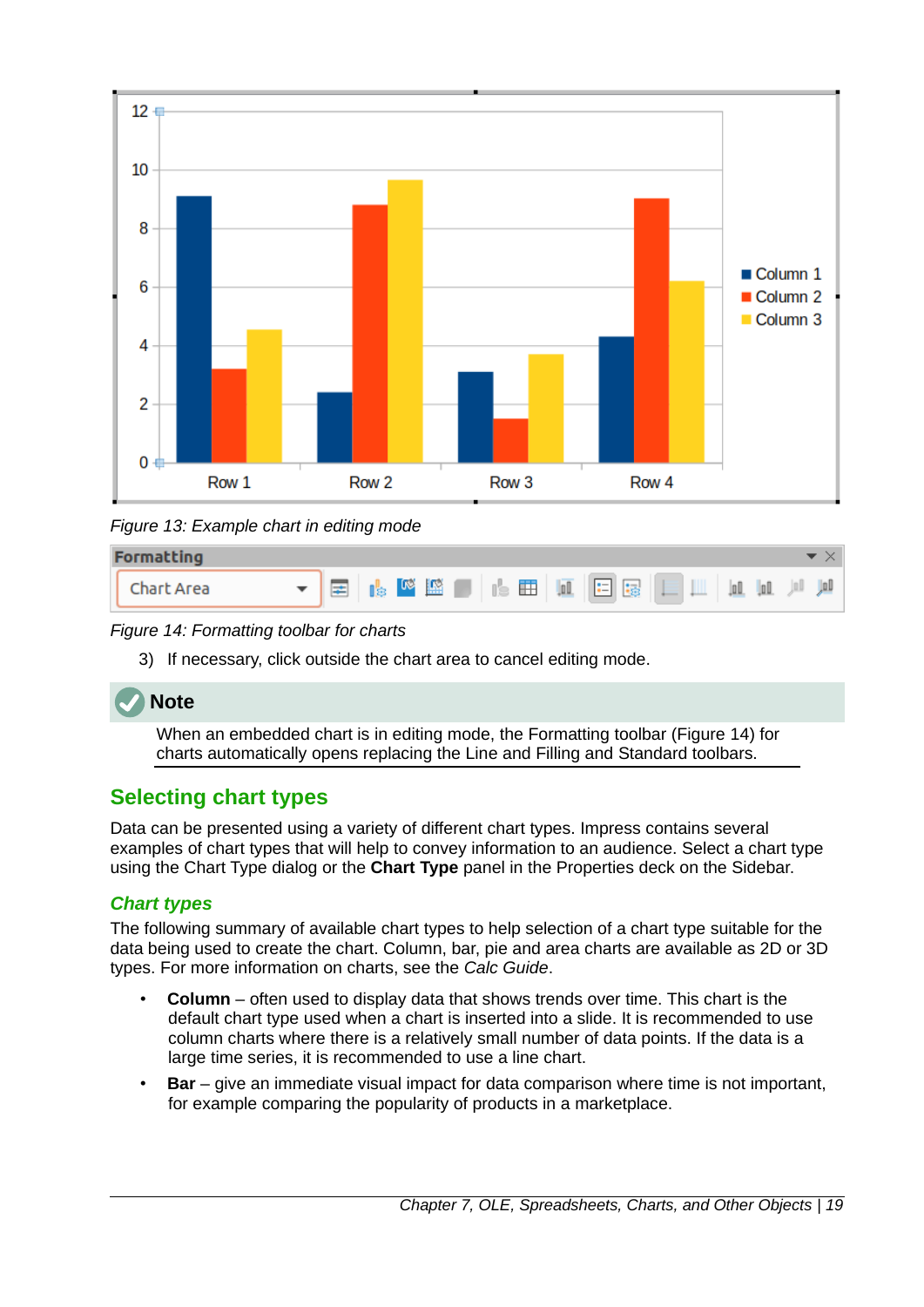*Figure 13: Example chart in editing mode*

*Figure 14: Formatting toolbar for charts*

3) If necessary, click outside the chart area to cancel editing mode.

**Note**

When an embedded chart is in editing mode, the Formatting toolbar (Figure 14) for charts automatically opens replacing the Line and Filling and Standard toolbars.

## Selecting chart types

Data can be presented using a variety of different chart types. Impress contains several examples of chart types that will help to convey information to an audience. Select a chart type using the Chart Type dialog or the **Chart Type** panel in the Properties deck on the Sidebar.

### *Chart types*

The following summary of available chart types to help selection of a chart type suitable for the data being used to create the chart. Column, bar, pie and area charts are available as 2D or 3D types. For more information on charts, see the *Calc Guide*.

- **Column** – often used to display data that shows trends over time. This chart is the default chart type used when a chart is inserted into a slide. It is recommended to use column charts where there is a relatively small number of data points. If the data is a large time series, it is recommended to use a line chart.
- **Bar** – give an immediate visual impact for data comparison where time is not important, for example comparing the popularity of products in a marketplace.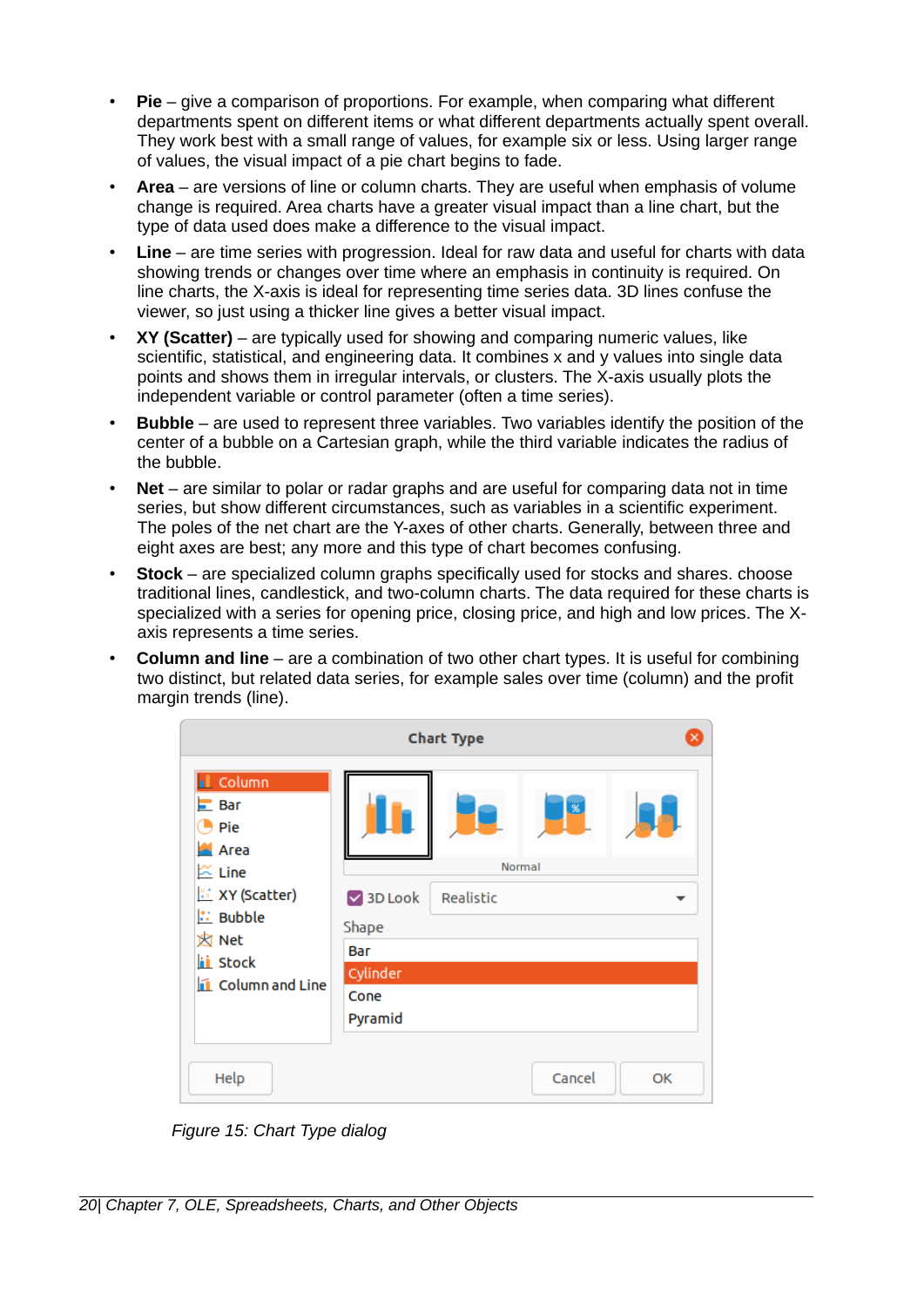- **Pie** – give a comparison of proportions. For example, when comparing what different departments spent on different items or what different departments actually spent overall. They work best with a small range of values, for example six or less. Using larger range of values, the visual impact of a pie chart begins to fade.
- **Area** – are versions of line or column charts. They are useful when emphasis of volume change is required. Area charts have a greater visual impact than a line chart, but the type of data used does make a difference to the visual impact.
- **Line** – are time series with progression. Ideal for raw data and useful for charts with data showing trends or changes over time where an emphasis in continuity is required. On line charts, the X-axis is ideal for representing time series data. 3D lines confuse the viewer, so just using a thicker line gives a better visual impact.
- **XY (Scatter)** – are typically used for showing and comparing numeric values, like scientific, statistical, and engineering data. It combines x and y values into single data points and shows them in irregular intervals, or clusters. The X-axis usually plots the independent variable or control parameter (often a time series).
- **Bubble** – are used to represent three variables. Two variables identify the position of the center of a bubble on a Cartesian graph, while the third variable indicates the radius of the bubble.
- **Net** – are similar to polar or radar graphs and are useful for comparing data not in time series, but show different circumstances, such as variables in a scientific experiment. The poles of the net chart are the Y-axes of other charts. Generally, between three and eight axes are best; any more and this type of chart becomes confusing.
- **Stock** – are specialized column graphs specifically used for stocks and shares. choose traditional lines, candlestick, and two-column charts. The data required for these charts is specialized with a series for opening price, closing price, and high and low prices. The X-axis represents a time series.
- **Column and line** – are a combination of two other chart types. It is useful for combining two distinct, but related data series, for example sales over time (column) and the profit margin trends (line).

*Figure 15: Chart Type dialog*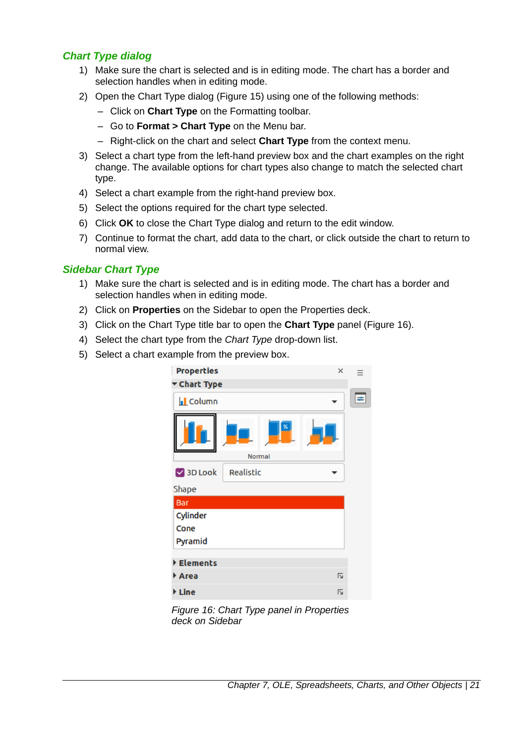### *Chart Type dialog*

1) Make sure the chart is selected and is in editing mode. The chart has a border and selection handles when in editing mode.
2) Open the Chart Type dialog (Figure 15) using one of the following methods:
   – Click on **Chart Type** on the Formatting toolbar.
   – Go to **Format > Chart Type** on the Menu bar.
   – Right-click on the chart and select **Chart Type** from the context menu.
3) Select a chart type from the left-hand preview box and the chart examples on the right change. The available options for chart types also change to match the selected chart type.
4) Select a chart example from the right-hand preview box.
5) Select the options required for the chart type selected.
6) Click **OK** to close the Chart Type dialog and return to the edit window.
7) Continue to format the chart, add data to the chart, or click outside the chart to return to normal view.

### *Sidebar Chart Type*

1) Make sure the chart is selected and is in editing mode. The chart has a border and selection handles when in editing mode.
2) Click on **Properties** on the Sidebar to open the Properties deck.
3) Click on the Chart Type title bar to open the **Chart Type** panel (Figure 16).
4) Select the chart type from the *Chart Type* drop-down list.
5) Select a chart example from the preview box.

*Figure 16: Chart Type panel in Properties deck on Sidebar*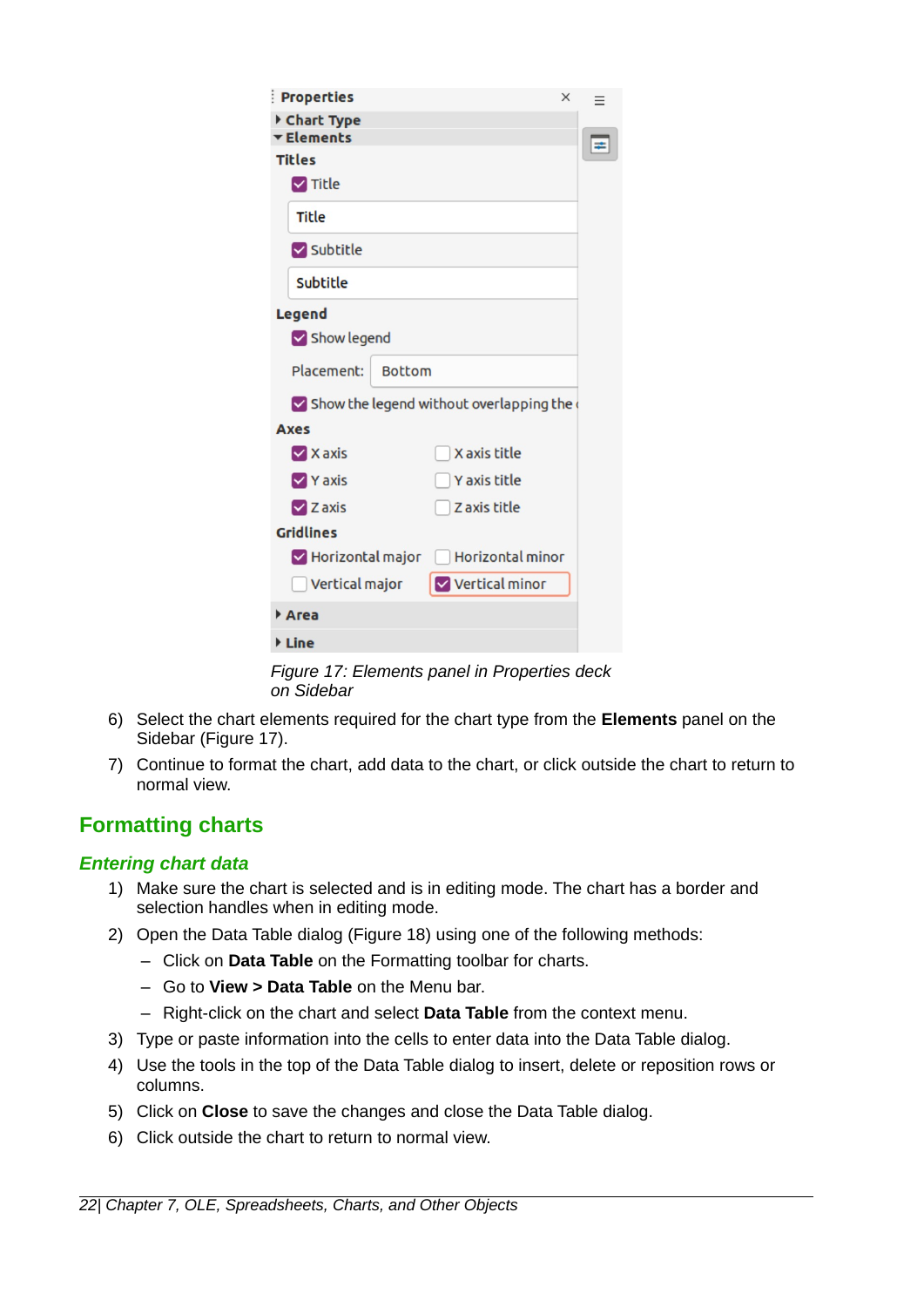*Figure 17: Elements panel in Properties deck on Sidebar*

6) Select the chart elements required for the chart type from the **Elements** panel on the Sidebar (Figure 17).
7) Continue to format the chart, add data to the chart, or click outside the chart to return to normal view.

## Formatting charts

### *Entering chart data*

1) Make sure the chart is selected and is in editing mode. The chart has a border and selection handles when in editing mode.
2) Open the Data Table dialog (Figure 18) using one of the following methods:
   – Click on **Data Table** on the Formatting toolbar for charts.
   – Go to **View > Data Table** on the Menu bar.
   – Right-click on the chart and select **Data Table** from the context menu.
3) Type or paste information into the cells to enter data into the Data Table dialog.
4) Use the tools in the top of the Data Table dialog to insert, delete or reposition rows or columns.
5) Click on **Close** to save the changes and close the Data Table dialog.
6) Click outside the chart to return to normal view.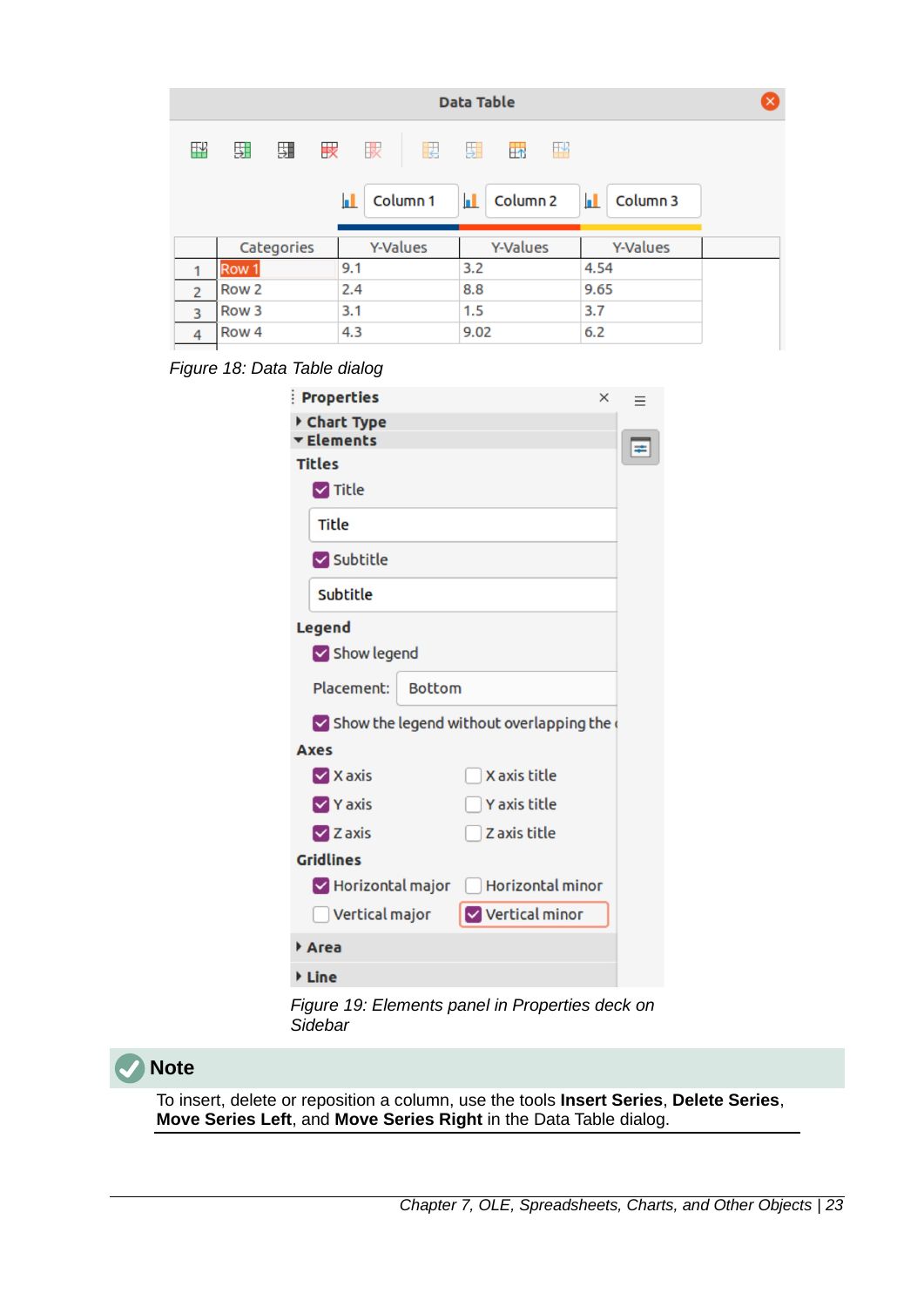*Figure 18: Data Table dialog*

*Figure 19: Elements panel in Properties deck on Sidebar*

> **Note**
>
> To insert, delete or reposition a column, use the tools **Insert Series**, **Delete Series**, **Move Series Left**, and **Move Series Right** in the Data Table dialog.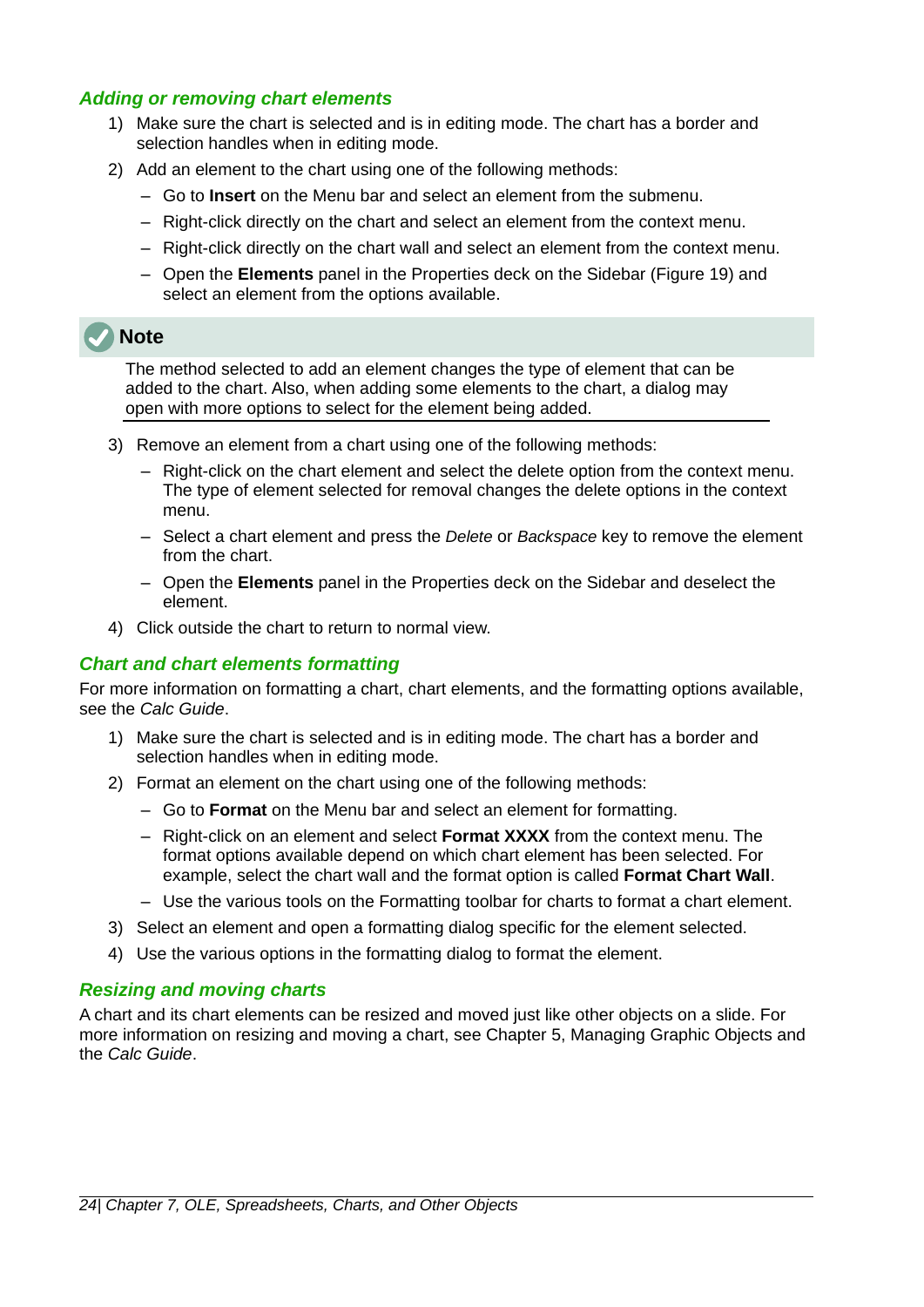### *Adding or removing chart elements*

1) Make sure the chart is selected and is in editing mode. The chart has a border and selection handles when in editing mode.
2) Add an element to the chart using one of the following methods:
   - Go to **Insert** on the Menu bar and select an element from the submenu.
   - Right-click directly on the chart and select an element from the context menu.
   - Right-click directly on the chart wall and select an element from the context menu.
   - Open the **Elements** panel in the Properties deck on the Sidebar (Figure 19) and select an element from the options available.

> **Note**
>
> The method selected to add an element changes the type of element that can be added to the chart. Also, when adding some elements to the chart, a dialog may open with more options to select for the element being added.

3) Remove an element from a chart using one of the following methods:
   - Right-click on the chart element and select the delete option from the context menu. The type of element selected for removal changes the delete options in the context menu.
   - Select a chart element and press the *Delete* or *Backspace* key to remove the element from the chart.
   - Open the **Elements** panel in the Properties deck on the Sidebar and deselect the element.
4) Click outside the chart to return to normal view.

### *Chart and chart elements formatting*

For more information on formatting a chart, chart elements, and the formatting options available, see the *Calc Guide*.

1) Make sure the chart is selected and is in editing mode. The chart has a border and selection handles when in editing mode.
2) Format an element on the chart using one of the following methods:
   - Go to **Format** on the Menu bar and select an element for formatting.
   - Right-click on an element and select **Format XXXX** from the context menu. The format options available depend on which chart element has been selected. For example, select the chart wall and the format option is called **Format Chart Wall**.
   - Use the various tools on the Formatting toolbar for charts to format a chart element.
3) Select an element and open a formatting dialog specific for the element selected.
4) Use the various options in the formatting dialog to format the element.

### *Resizing and moving charts*

A chart and its chart elements can be resized and moved just like other objects on a slide. For more information on resizing and moving a chart, see Chapter 5, Managing Graphic Objects and the *Calc Guide*.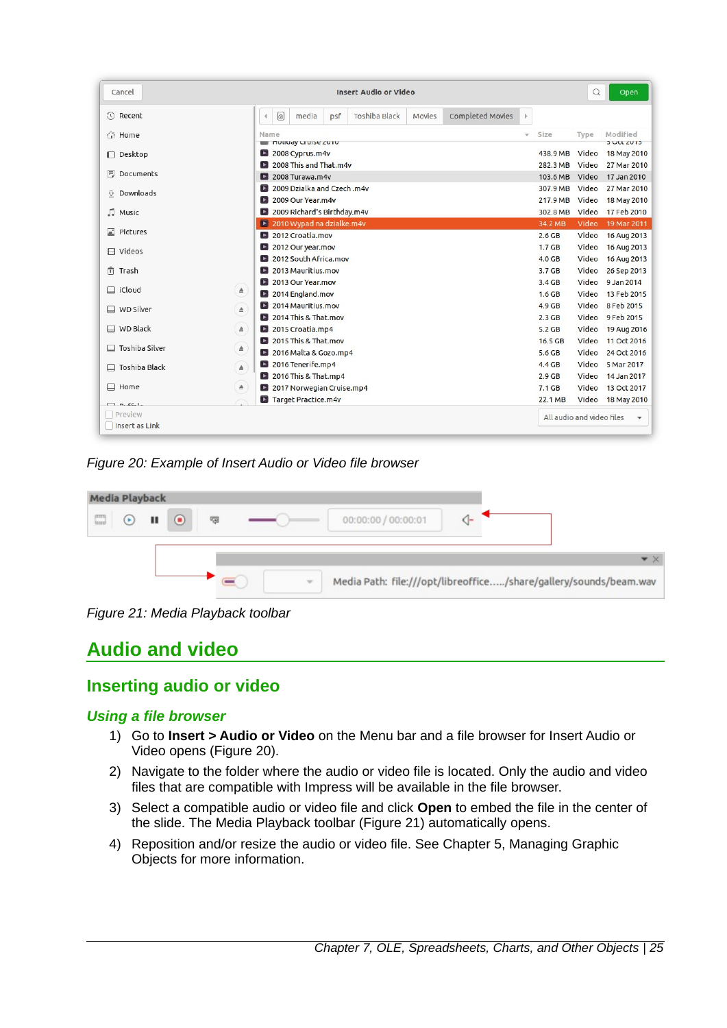Figure 20: Example of Insert Audio or Video file browser

Figure 21: Media Playback toolbar

# Audio and video

## Inserting audio or video

### *Using a file browser*

1) Go to **Insert > Audio or Video** on the Menu bar and a file browser for Insert Audio or Video opens (Figure 20).
2) Navigate to the folder where the audio or video file is located. Only the audio and video files that are compatible with Impress will be available in the file browser.
3) Select a compatible audio or video file and click **Open** to embed the file in the center of the slide. The Media Playback toolbar (Figure 21) automatically opens.
4) Reposition and/or resize the audio or video file. See Chapter 5, Managing Graphic Objects for more information.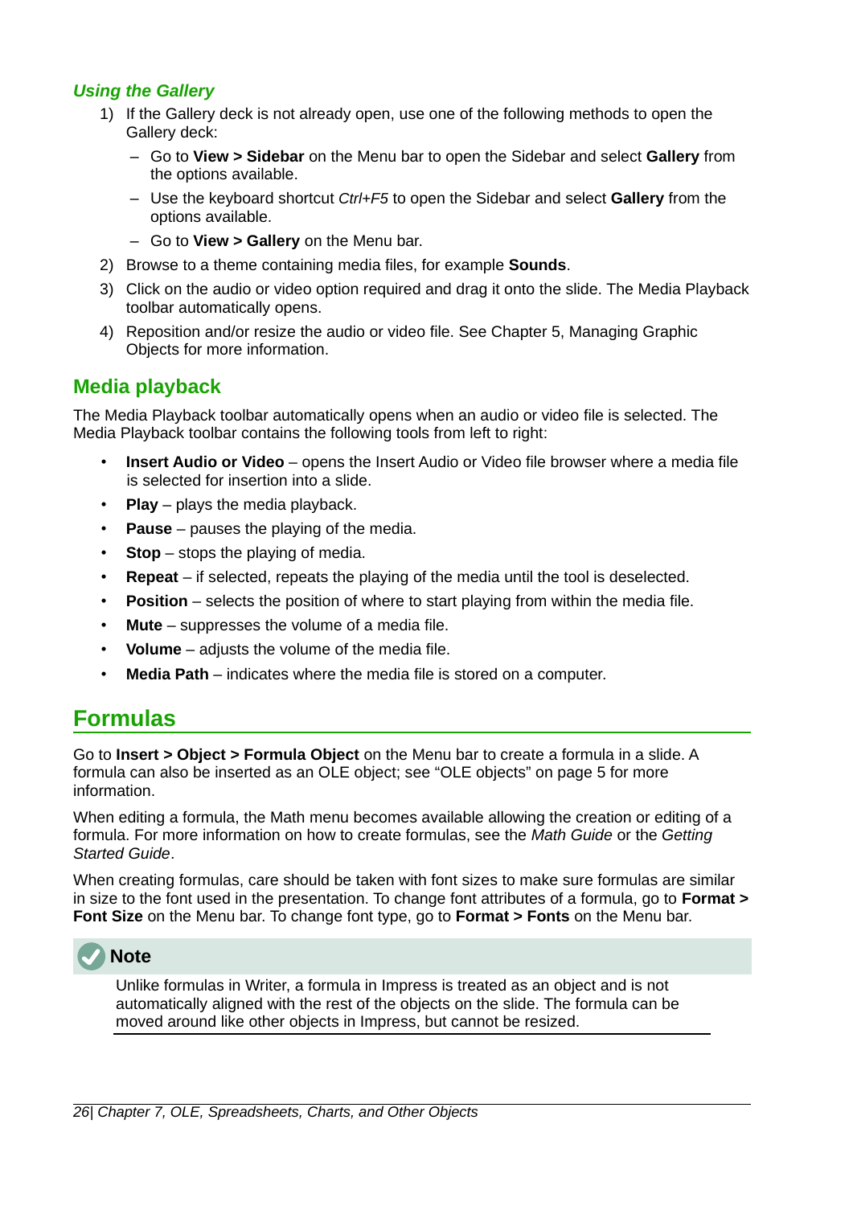#### *Using the Gallery*

1) If the Gallery deck is not already open, use one of the following methods to open the Gallery deck:
   - Go to **View > Sidebar** on the Menu bar to open the Sidebar and select **Gallery** from the options available.
   - Use the keyboard shortcut *Ctrl+F5* to open the Sidebar and select **Gallery** from the options available.
   - Go to **View > Gallery** on the Menu bar.
2) Browse to a theme containing media files, for example **Sounds**.
3) Click on the audio or video option required and drag it onto the slide. The Media Playback toolbar automatically opens.
4) Reposition and/or resize the audio or video file. See Chapter 5, Managing Graphic Objects for more information.

### Media playback

The Media Playback toolbar automatically opens when an audio or video file is selected. The Media Playback toolbar contains the following tools from left to right:

- **Insert Audio or Video** – opens the Insert Audio or Video file browser where a media file is selected for insertion into a slide.
- **Play** – plays the media playback.
- **Pause** – pauses the playing of the media.
- **Stop** – stops the playing of media.
- **Repeat** – if selected, repeats the playing of the media until the tool is deselected.
- **Position** – selects the position of where to start playing from within the media file.
- **Mute** – suppresses the volume of a media file.
- **Volume** – adjusts the volume of the media file.
- **Media Path** – indicates where the media file is stored on a computer.

## Formulas

Go to **Insert > Object > Formula Object** on the Menu bar to create a formula in a slide. A formula can also be inserted as an OLE object; see “OLE objects” on page 5 for more information.

When editing a formula, the Math menu becomes available allowing the creation or editing of a formula. For more information on how to create formulas, see the *Math Guide* or the *Getting Started Guide*.

When creating formulas, care should be taken with font sizes to make sure formulas are similar in size to the font used in the presentation. To change font attributes of a formula, go to **Format > Font Size** on the Menu bar. To change font type, go to **Format > Fonts** on the Menu bar.

**Note**

Unlike formulas in Writer, a formula in Impress is treated as an object and is not automatically aligned with the rest of the objects on the slide. The formula can be moved around like other objects in Impress, but cannot be resized.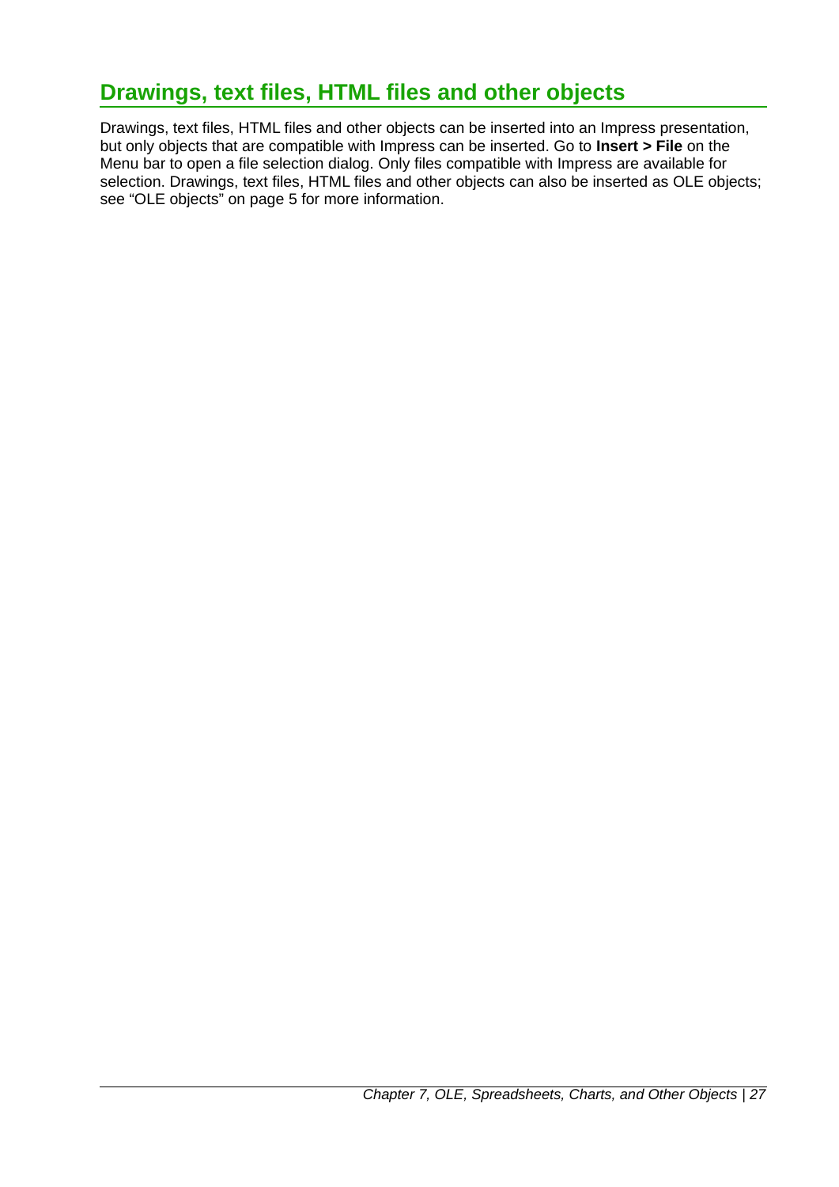## Drawings, text files, HTML files and other objects

Drawings, text files, HTML files and other objects can be inserted into an Impress presentation, but only objects that are compatible with Impress can be inserted. Go to **Insert > File** on the Menu bar to open a file selection dialog. Only files compatible with Impress are available for selection. Drawings, text files, HTML files and other objects can also be inserted as OLE objects; see "OLE objects" on page 5 for more information.